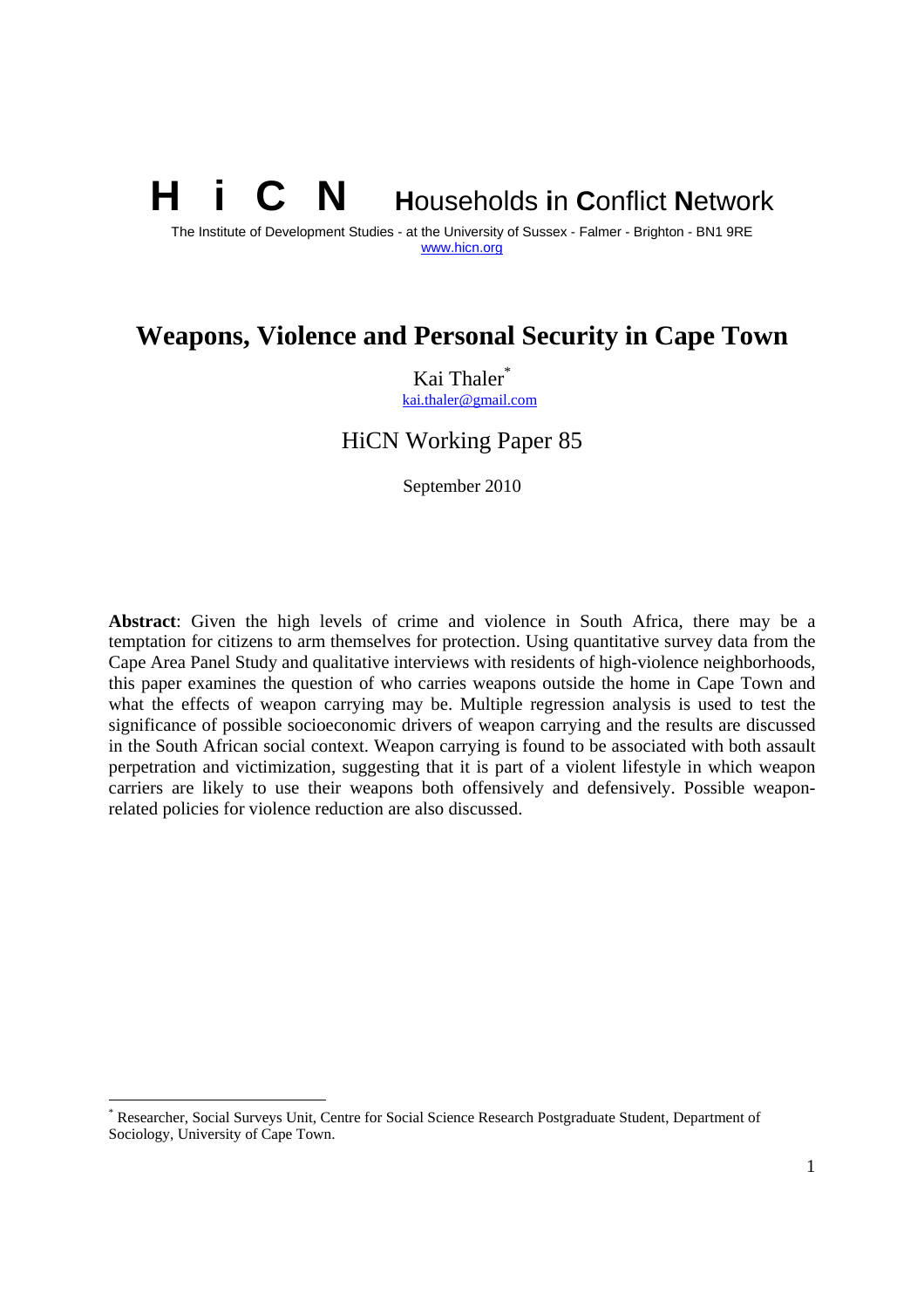**H i C N** **H**ouseholds **i**n **C**onflict **N**etwork

The Institute of Development Studies - at the University of Sussex - Falmer - Brighton - BN1 9RE
www.hicn.org

# Weapons, Violence and Personal Security in Cape Town

Kai Thaler[*]
kai.thaler@gmail.com

HiCN Working Paper 85

September 2010

**Abstract**: Given the high levels of crime and violence in South Africa, there may be a temptation for citizens to arm themselves for protection. Using quantitative survey data from the Cape Area Panel Study and qualitative interviews with residents of high-violence neighborhoods, this paper examines the question of who carries weapons outside the home in Cape Town and what the effects of weapon carrying may be. Multiple regression analysis is used to test the significance of possible socioeconomic drivers of weapon carrying and the results are discussed in the South African social context. Weapon carrying is found to be associated with both assault perpetration and victimization, suggesting that it is part of a violent lifestyle in which weapon carriers are likely to use their weapons both offensively and defensively. Possible weapon-related policies for violence reduction are also discussed.

[*] Researcher, Social Surveys Unit, Centre for Social Science Research Postgraduate Student, Department of Sociology, University of Cape Town.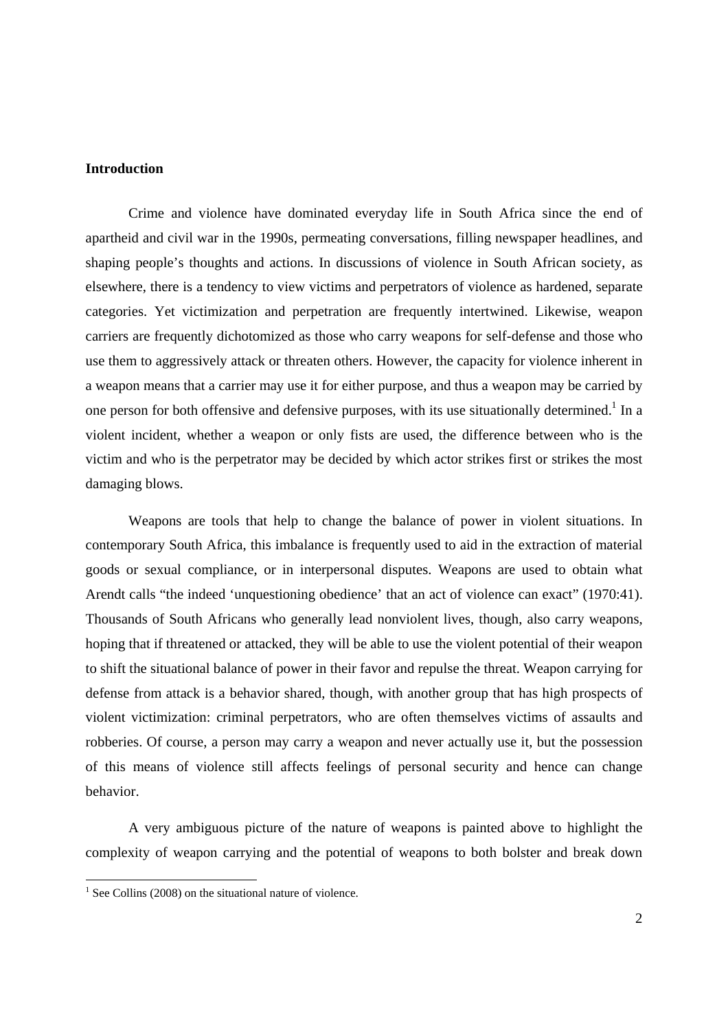## Introduction

Crime and violence have dominated everyday life in South Africa since the end of apartheid and civil war in the 1990s, permeating conversations, filling newspaper headlines, and shaping people's thoughts and actions. In discussions of violence in South African society, as elsewhere, there is a tendency to view victims and perpetrators of violence as hardened, separate categories. Yet victimization and perpetration are frequently intertwined. Likewise, weapon carriers are frequently dichotomized as those who carry weapons for self-defense and those who use them to aggressively attack or threaten others. However, the capacity for violence inherent in a weapon means that a carrier may use it for either purpose, and thus a weapon may be carried by one person for both offensive and defensive purposes, with its use situationally determined.[1] In a violent incident, whether a weapon or only fists are used, the difference between who is the victim and who is the perpetrator may be decided by which actor strikes first or strikes the most damaging blows.

Weapons are tools that help to change the balance of power in violent situations. In contemporary South Africa, this imbalance is frequently used to aid in the extraction of material goods or sexual compliance, or in interpersonal disputes. Weapons are used to obtain what Arendt calls "the indeed 'unquestioning obedience' that an act of violence can exact" (1970:41). Thousands of South Africans who generally lead nonviolent lives, though, also carry weapons, hoping that if threatened or attacked, they will be able to use the violent potential of their weapon to shift the situational balance of power in their favor and repulse the threat. Weapon carrying for defense from attack is a behavior shared, though, with another group that has high prospects of violent victimization: criminal perpetrators, who are often themselves victims of assaults and robberies. Of course, a person may carry a weapon and never actually use it, but the possession of this means of violence still affects feelings of personal security and hence can change behavior.

A very ambiguous picture of the nature of weapons is painted above to highlight the complexity of weapon carrying and the potential of weapons to both bolster and break down

[1] See Collins (2008) on the situational nature of violence.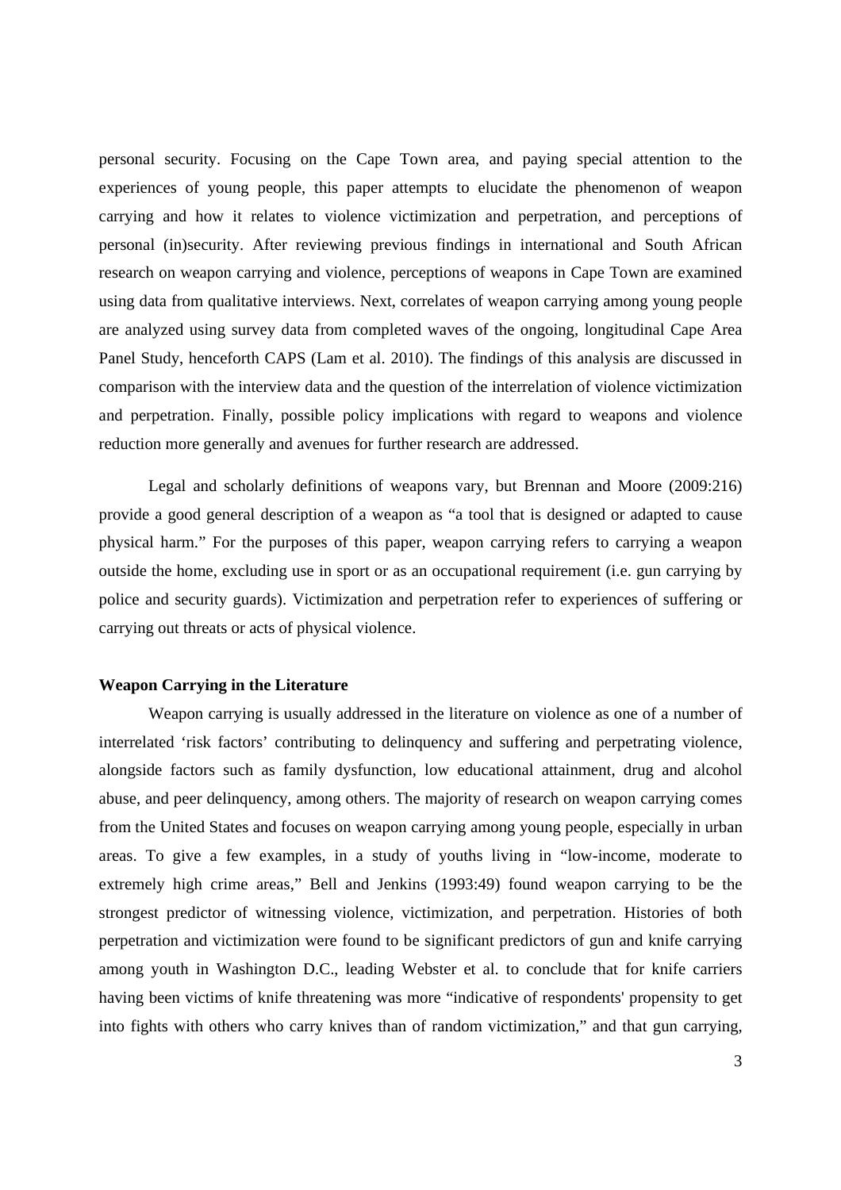personal security. Focusing on the Cape Town area, and paying special attention to the experiences of young people, this paper attempts to elucidate the phenomenon of weapon carrying and how it relates to violence victimization and perpetration, and perceptions of personal (in)security. After reviewing previous findings in international and South African research on weapon carrying and violence, perceptions of weapons in Cape Town are examined using data from qualitative interviews. Next, correlates of weapon carrying among young people are analyzed using survey data from completed waves of the ongoing, longitudinal Cape Area Panel Study, henceforth CAPS (Lam et al. 2010). The findings of this analysis are discussed in comparison with the interview data and the question of the interrelation of violence victimization and perpetration. Finally, possible policy implications with regard to weapons and violence reduction more generally and avenues for further research are addressed.

Legal and scholarly definitions of weapons vary, but Brennan and Moore (2009:216) provide a good general description of a weapon as "a tool that is designed or adapted to cause physical harm." For the purposes of this paper, weapon carrying refers to carrying a weapon outside the home, excluding use in sport or as an occupational requirement (i.e. gun carrying by police and security guards). Victimization and perpetration refer to experiences of suffering or carrying out threats or acts of physical violence.

**Weapon Carrying in the Literature**

Weapon carrying is usually addressed in the literature on violence as one of a number of interrelated 'risk factors' contributing to delinquency and suffering and perpetrating violence, alongside factors such as family dysfunction, low educational attainment, drug and alcohol abuse, and peer delinquency, among others. The majority of research on weapon carrying comes from the United States and focuses on weapon carrying among young people, especially in urban areas. To give a few examples, in a study of youths living in "low-income, moderate to extremely high crime areas," Bell and Jenkins (1993:49) found weapon carrying to be the strongest predictor of witnessing violence, victimization, and perpetration. Histories of both perpetration and victimization were found to be significant predictors of gun and knife carrying among youth in Washington D.C., leading Webster et al. to conclude that for knife carriers having been victims of knife threatening was more "indicative of respondents' propensity to get into fights with others who carry knives than of random victimization," and that gun carrying,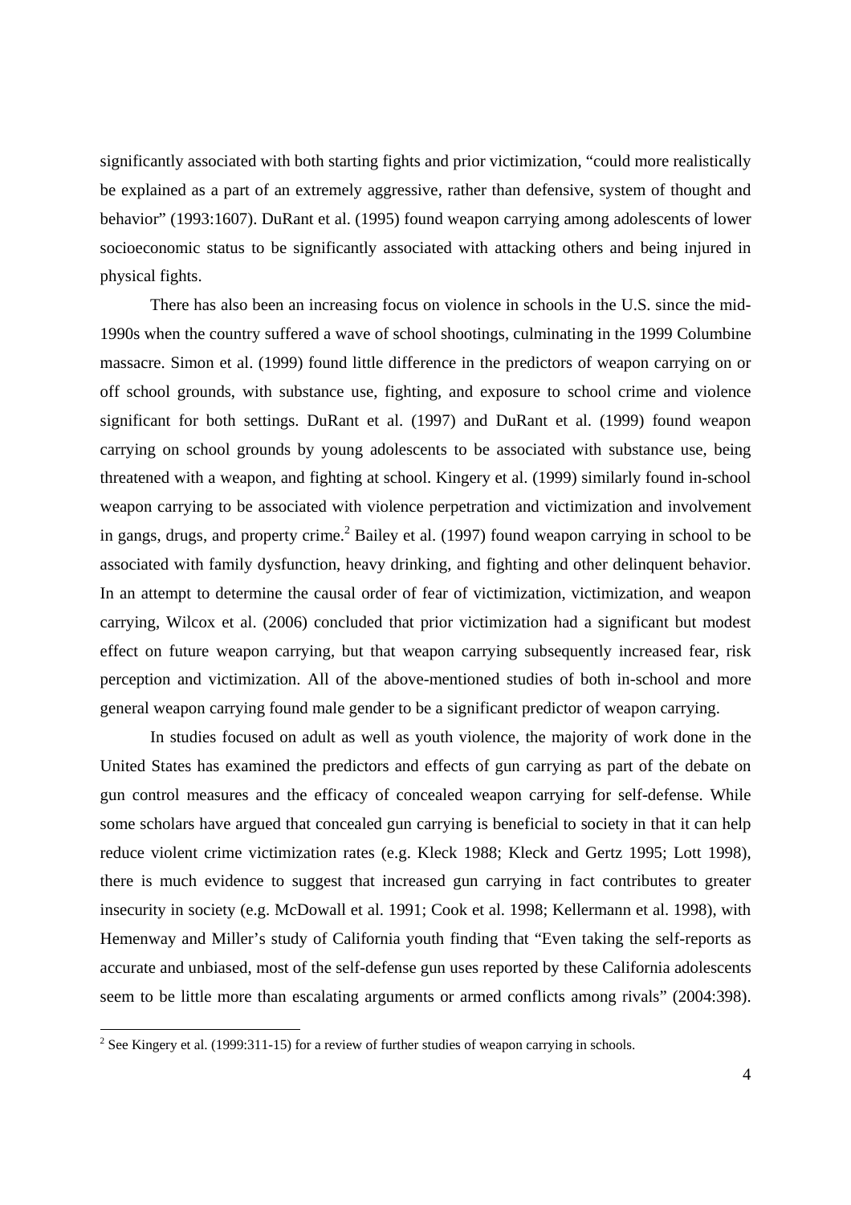significantly associated with both starting fights and prior victimization, "could more realistically be explained as a part of an extremely aggressive, rather than defensive, system of thought and behavior" (1993:1607). DuRant et al. (1995) found weapon carrying among adolescents of lower socioeconomic status to be significantly associated with attacking others and being injured in physical fights.

There has also been an increasing focus on violence in schools in the U.S. since the mid-1990s when the country suffered a wave of school shootings, culminating in the 1999 Columbine massacre. Simon et al. (1999) found little difference in the predictors of weapon carrying on or off school grounds, with substance use, fighting, and exposure to school crime and violence significant for both settings. DuRant et al. (1997) and DuRant et al. (1999) found weapon carrying on school grounds by young adolescents to be associated with substance use, being threatened with a weapon, and fighting at school. Kingery et al. (1999) similarly found in-school weapon carrying to be associated with violence perpetration and victimization and involvement in gangs, drugs, and property crime.[2] Bailey et al. (1997) found weapon carrying in school to be associated with family dysfunction, heavy drinking, and fighting and other delinquent behavior. In an attempt to determine the causal order of fear of victimization, victimization, and weapon carrying, Wilcox et al. (2006) concluded that prior victimization had a significant but modest effect on future weapon carrying, but that weapon carrying subsequently increased fear, risk perception and victimization. All of the above-mentioned studies of both in-school and more general weapon carrying found male gender to be a significant predictor of weapon carrying.

In studies focused on adult as well as youth violence, the majority of work done in the United States has examined the predictors and effects of gun carrying as part of the debate on gun control measures and the efficacy of concealed weapon carrying for self-defense. While some scholars have argued that concealed gun carrying is beneficial to society in that it can help reduce violent crime victimization rates (e.g. Kleck 1988; Kleck and Gertz 1995; Lott 1998), there is much evidence to suggest that increased gun carrying in fact contributes to greater insecurity in society (e.g. McDowall et al. 1991; Cook et al. 1998; Kellermann et al. 1998), with Hemenway and Miller's study of California youth finding that "Even taking the self-reports as accurate and unbiased, most of the self-defense gun uses reported by these California adolescents seem to be little more than escalating arguments or armed conflicts among rivals" (2004:398).

[2] See Kingery et al. (1999:311-15) for a review of further studies of weapon carrying in schools.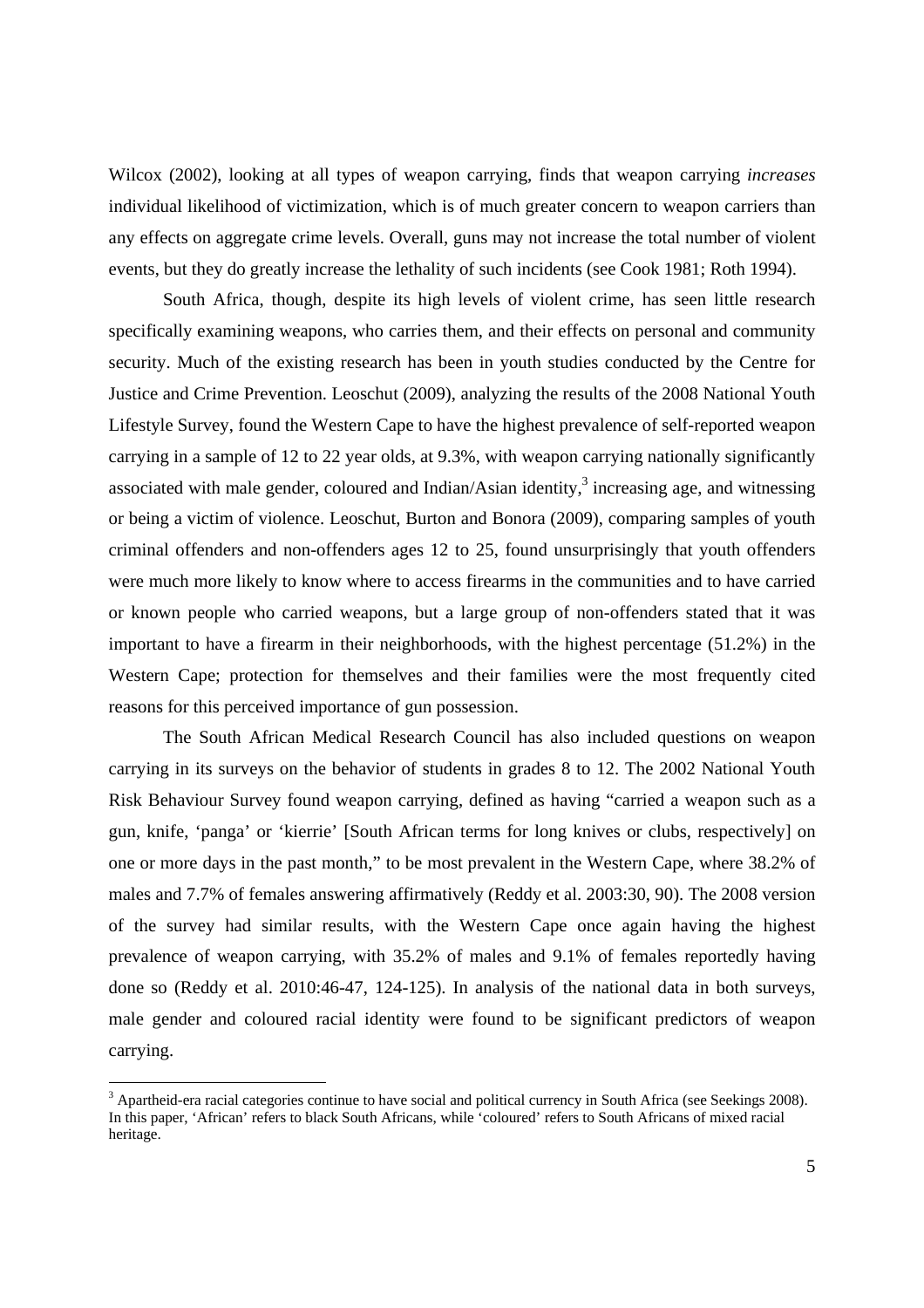Wilcox (2002), looking at all types of weapon carrying, finds that weapon carrying *increases* individual likelihood of victimization, which is of much greater concern to weapon carriers than any effects on aggregate crime levels. Overall, guns may not increase the total number of violent events, but they do greatly increase the lethality of such incidents (see Cook 1981; Roth 1994).

South Africa, though, despite its high levels of violent crime, has seen little research specifically examining weapons, who carries them, and their effects on personal and community security. Much of the existing research has been in youth studies conducted by the Centre for Justice and Crime Prevention. Leoschut (2009), analyzing the results of the 2008 National Youth Lifestyle Survey, found the Western Cape to have the highest prevalence of self-reported weapon carrying in a sample of 12 to 22 year olds, at 9.3%, with weapon carrying nationally significantly associated with male gender, coloured and Indian/Asian identity,[3] increasing age, and witnessing or being a victim of violence. Leoschut, Burton and Bonora (2009), comparing samples of youth criminal offenders and non-offenders ages 12 to 25, found unsurprisingly that youth offenders were much more likely to know where to access firearms in the communities and to have carried or known people who carried weapons, but a large group of non-offenders stated that it was important to have a firearm in their neighborhoods, with the highest percentage (51.2%) in the Western Cape; protection for themselves and their families were the most frequently cited reasons for this perceived importance of gun possession.

The South African Medical Research Council has also included questions on weapon carrying in its surveys on the behavior of students in grades 8 to 12. The 2002 National Youth Risk Behaviour Survey found weapon carrying, defined as having "carried a weapon such as a gun, knife, 'panga' or 'kierrie' [South African terms for long knives or clubs, respectively] on one or more days in the past month," to be most prevalent in the Western Cape, where 38.2% of males and 7.7% of females answering affirmatively (Reddy et al. 2003:30, 90). The 2008 version of the survey had similar results, with the Western Cape once again having the highest prevalence of weapon carrying, with 35.2% of males and 9.1% of females reportedly having done so (Reddy et al. 2010:46-47, 124-125). In analysis of the national data in both surveys, male gender and coloured racial identity were found to be significant predictors of weapon carrying.

[3] Apartheid-era racial categories continue to have social and political currency in South Africa (see Seekings 2008). In this paper, 'African' refers to black South Africans, while 'coloured' refers to South Africans of mixed racial heritage.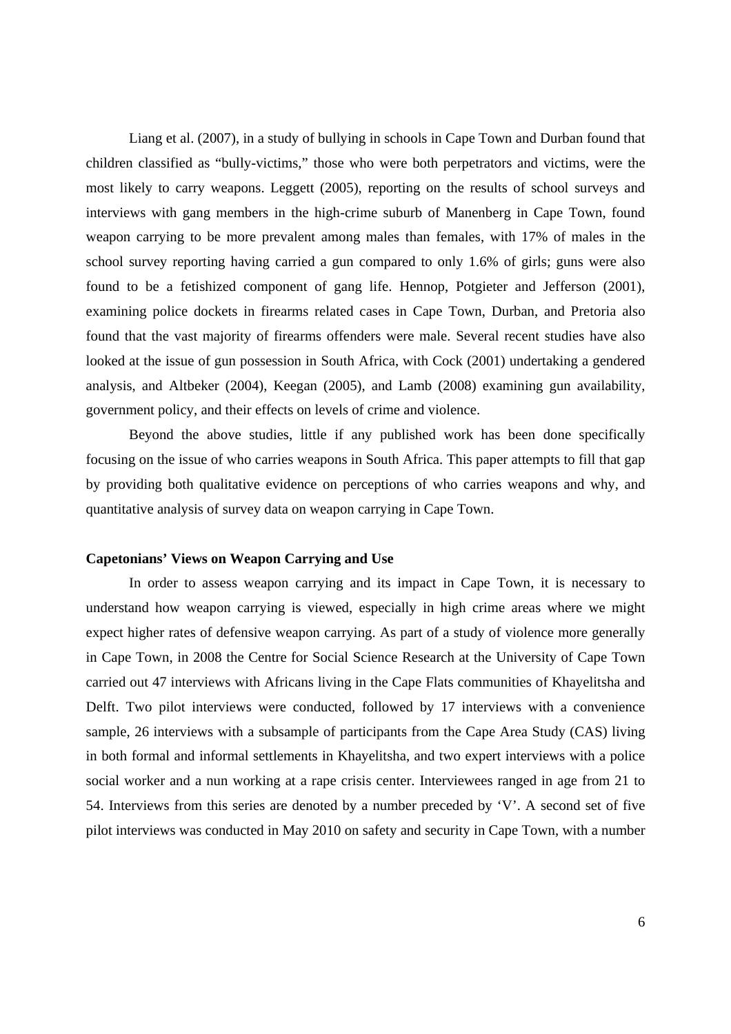Liang et al. (2007), in a study of bullying in schools in Cape Town and Durban found that children classified as "bully-victims," those who were both perpetrators and victims, were the most likely to carry weapons. Leggett (2005), reporting on the results of school surveys and interviews with gang members in the high-crime suburb of Manenberg in Cape Town, found weapon carrying to be more prevalent among males than females, with 17% of males in the school survey reporting having carried a gun compared to only 1.6% of girls; guns were also found to be a fetishized component of gang life. Hennop, Potgieter and Jefferson (2001), examining police dockets in firearms related cases in Cape Town, Durban, and Pretoria also found that the vast majority of firearms offenders were male. Several recent studies have also looked at the issue of gun possession in South Africa, with Cock (2001) undertaking a gendered analysis, and Altbeker (2004), Keegan (2005), and Lamb (2008) examining gun availability, government policy, and their effects on levels of crime and violence.

Beyond the above studies, little if any published work has been done specifically focusing on the issue of who carries weapons in South Africa. This paper attempts to fill that gap by providing both qualitative evidence on perceptions of who carries weapons and why, and quantitative analysis of survey data on weapon carrying in Cape Town.

**Capetonians' Views on Weapon Carrying and Use**

In order to assess weapon carrying and its impact in Cape Town, it is necessary to understand how weapon carrying is viewed, especially in high crime areas where we might expect higher rates of defensive weapon carrying. As part of a study of violence more generally in Cape Town, in 2008 the Centre for Social Science Research at the University of Cape Town carried out 47 interviews with Africans living in the Cape Flats communities of Khayelitsha and Delft. Two pilot interviews were conducted, followed by 17 interviews with a convenience sample, 26 interviews with a subsample of participants from the Cape Area Study (CAS) living in both formal and informal settlements in Khayelitsha, and two expert interviews with a police social worker and a nun working at a rape crisis center. Interviewees ranged in age from 21 to 54. Interviews from this series are denoted by a number preceded by 'V'. A second set of five pilot interviews was conducted in May 2010 on safety and security in Cape Town, with a number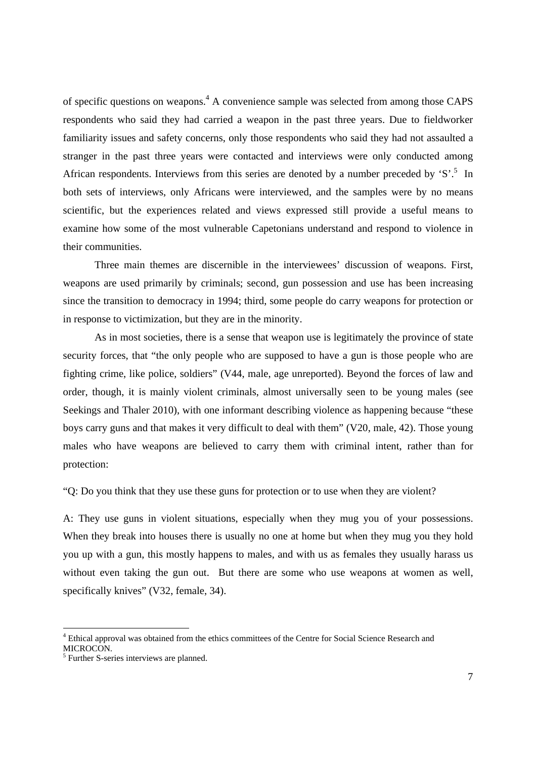of specific questions on weapons.[4] A convenience sample was selected from among those CAPS respondents who said they had carried a weapon in the past three years. Due to fieldworker familiarity issues and safety concerns, only those respondents who said they had not assaulted a stranger in the past three years were contacted and interviews were only conducted among African respondents. Interviews from this series are denoted by a number preceded by 'S'.[5] In both sets of interviews, only Africans were interviewed, and the samples were by no means scientific, but the experiences related and views expressed still provide a useful means to examine how some of the most vulnerable Capetonians understand and respond to violence in their communities.

Three main themes are discernible in the interviewees' discussion of weapons. First, weapons are used primarily by criminals; second, gun possession and use has been increasing since the transition to democracy in 1994; third, some people do carry weapons for protection or in response to victimization, but they are in the minority.

As in most societies, there is a sense that weapon use is legitimately the province of state security forces, that "the only people who are supposed to have a gun is those people who are fighting crime, like police, soldiers" (V44, male, age unreported). Beyond the forces of law and order, though, it is mainly violent criminals, almost universally seen to be young males (see Seekings and Thaler 2010), with one informant describing violence as happening because "these boys carry guns and that makes it very difficult to deal with them" (V20, male, 42). Those young males who have weapons are believed to carry them with criminal intent, rather than for protection:

"Q: Do you think that they use these guns for protection or to use when they are violent?

A: They use guns in violent situations, especially when they mug you of your possessions. When they break into houses there is usually no one at home but when they mug you they hold you up with a gun, this mostly happens to males, and with us as females they usually harass us without even taking the gun out. But there are some who use weapons at women as well, specifically knives" (V32, female, 34).

---

[4] Ethical approval was obtained from the ethics committees of the Centre for Social Science Research and MICROCON.

[5] Further S-series interviews are planned.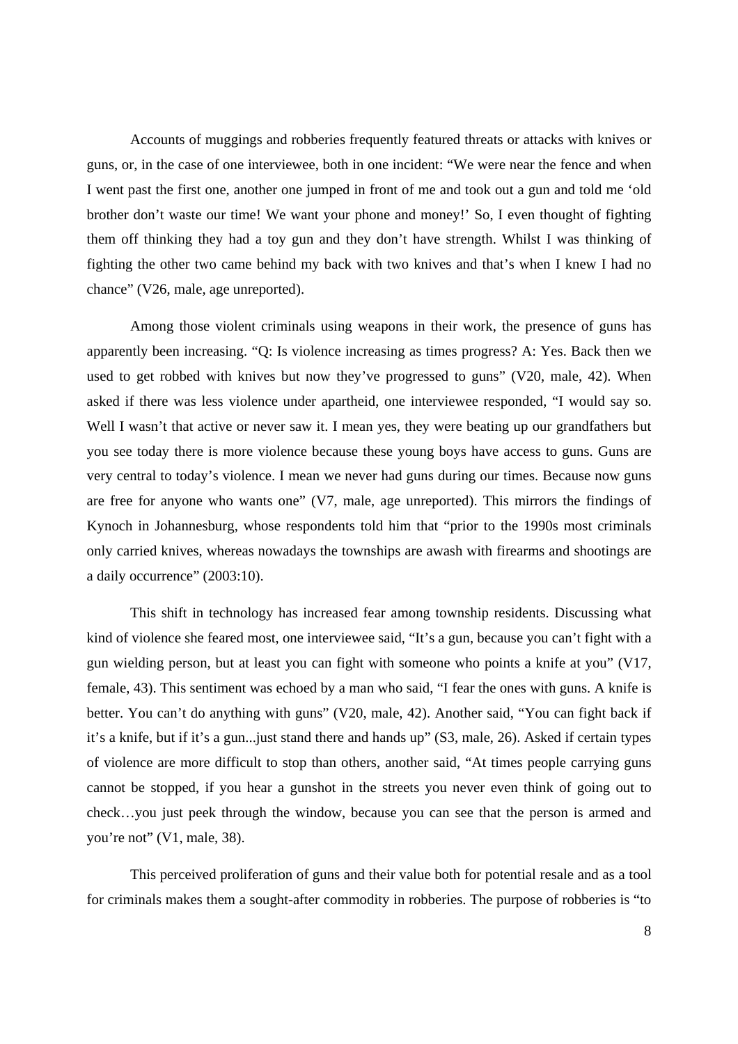Accounts of muggings and robberies frequently featured threats or attacks with knives or guns, or, in the case of one interviewee, both in one incident: "We were near the fence and when I went past the first one, another one jumped in front of me and took out a gun and told me 'old brother don't waste our time! We want your phone and money!' So, I even thought of fighting them off thinking they had a toy gun and they don't have strength. Whilst I was thinking of fighting the other two came behind my back with two knives and that's when I knew I had no chance" (V26, male, age unreported).

Among those violent criminals using weapons in their work, the presence of guns has apparently been increasing. "Q: Is violence increasing as times progress? A: Yes. Back then we used to get robbed with knives but now they've progressed to guns" (V20, male, 42). When asked if there was less violence under apartheid, one interviewee responded, "I would say so. Well I wasn't that active or never saw it. I mean yes, they were beating up our grandfathers but you see today there is more violence because these young boys have access to guns. Guns are very central to today's violence. I mean we never had guns during our times. Because now guns are free for anyone who wants one" (V7, male, age unreported). This mirrors the findings of Kynoch in Johannesburg, whose respondents told him that "prior to the 1990s most criminals only carried knives, whereas nowadays the townships are awash with firearms and shootings are a daily occurrence" (2003:10).

This shift in technology has increased fear among township residents. Discussing what kind of violence she feared most, one interviewee said, "It's a gun, because you can't fight with a gun wielding person, but at least you can fight with someone who points a knife at you" (V17, female, 43). This sentiment was echoed by a man who said, "I fear the ones with guns. A knife is better. You can't do anything with guns" (V20, male, 42). Another said, "You can fight back if it's a knife, but if it's a gun...just stand there and hands up" (S3, male, 26). Asked if certain types of violence are more difficult to stop than others, another said, "At times people carrying guns cannot be stopped, if you hear a gunshot in the streets you never even think of going out to check…you just peek through the window, because you can see that the person is armed and you're not" (V1, male, 38).

This perceived proliferation of guns and their value both for potential resale and as a tool for criminals makes them a sought-after commodity in robberies. The purpose of robberies is "to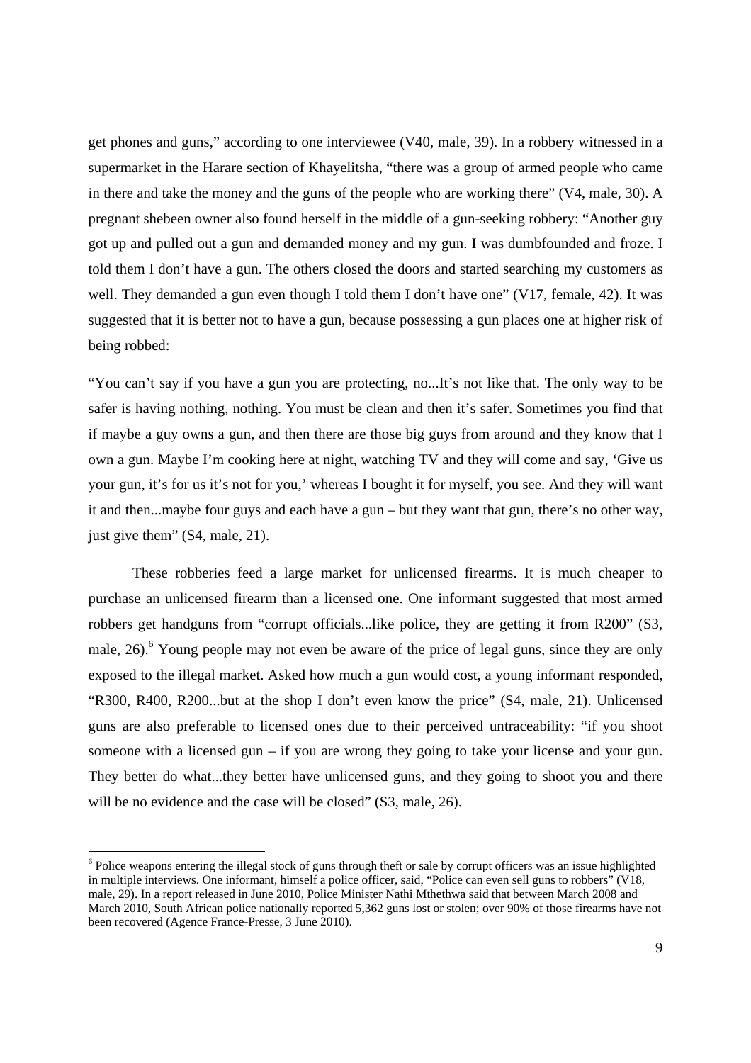get phones and guns," according to one interviewee (V40, male, 39). In a robbery witnessed in a supermarket in the Harare section of Khayelitsha, "there was a group of armed people who came in there and take the money and the guns of the people who are working there" (V4, male, 30). A pregnant shebeen owner also found herself in the middle of a gun-seeking robbery: "Another guy got up and pulled out a gun and demanded money and my gun. I was dumbfounded and froze. I told them I don't have a gun. The others closed the doors and started searching my customers as well. They demanded a gun even though I told them I don't have one" (V17, female, 42). It was suggested that it is better not to have a gun, because possessing a gun places one at higher risk of being robbed:

"You can't say if you have a gun you are protecting, no...It's not like that. The only way to be safer is having nothing, nothing. You must be clean and then it's safer. Sometimes you find that if maybe a guy owns a gun, and then there are those big guys from around and they know that I own a gun. Maybe I'm cooking here at night, watching TV and they will come and say, 'Give us your gun, it's for us it's not for you,' whereas I bought it for myself, you see. And they will want it and then...maybe four guys and each have a gun – but they want that gun, there's no other way, just give them" (S4, male, 21).

These robberies feed a large market for unlicensed firearms. It is much cheaper to purchase an unlicensed firearm than a licensed one. One informant suggested that most armed robbers get handguns from "corrupt officials...like police, they are getting it from R200" (S3, male, 26).[6] Young people may not even be aware of the price of legal guns, since they are only exposed to the illegal market. Asked how much a gun would cost, a young informant responded, "R300, R400, R200...but at the shop I don't even know the price" (S4, male, 21). Unlicensed guns are also preferable to licensed ones due to their perceived untraceability: "if you shoot someone with a licensed gun – if you are wrong they going to take your license and your gun. They better do what...they better have unlicensed guns, and they going to shoot you and there will be no evidence and the case will be closed" (S3, male, 26).

[6] Police weapons entering the illegal stock of guns through theft or sale by corrupt officers was an issue highlighted in multiple interviews. One informant, himself a police officer, said, "Police can even sell guns to robbers" (V18, male, 29). In a report released in June 2010, Police Minister Nathi Mthethwa said that between March 2008 and March 2010, South African police nationally reported 5,362 guns lost or stolen; over 90% of those firearms have not been recovered (Agence France-Presse, 3 June 2010).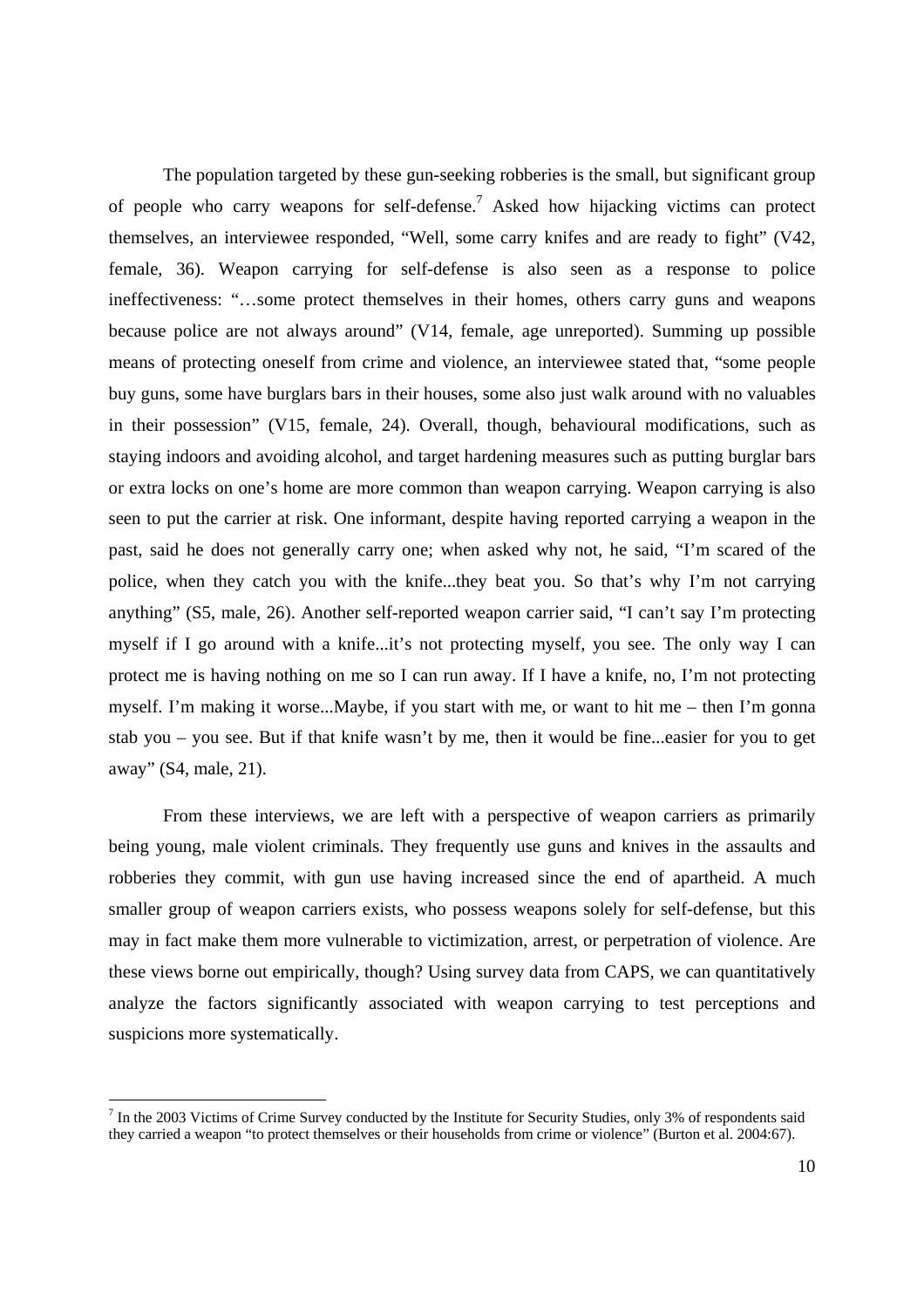The population targeted by these gun-seeking robberies is the small, but significant group of people who carry weapons for self-defense.[7] Asked how hijacking victims can protect themselves, an interviewee responded, "Well, some carry knifes and are ready to fight" (V42, female, 36). Weapon carrying for self-defense is also seen as a response to police ineffectiveness: "…some protect themselves in their homes, others carry guns and weapons because police are not always around" (V14, female, age unreported). Summing up possible means of protecting oneself from crime and violence, an interviewee stated that, "some people buy guns, some have burglars bars in their houses, some also just walk around with no valuables in their possession" (V15, female, 24). Overall, though, behavioural modifications, such as staying indoors and avoiding alcohol, and target hardening measures such as putting burglar bars or extra locks on one's home are more common than weapon carrying. Weapon carrying is also seen to put the carrier at risk. One informant, despite having reported carrying a weapon in the past, said he does not generally carry one; when asked why not, he said, "I'm scared of the police, when they catch you with the knife...they beat you. So that's why I'm not carrying anything" (S5, male, 26). Another self-reported weapon carrier said, "I can't say I'm protecting myself if I go around with a knife...it's not protecting myself, you see. The only way I can protect me is having nothing on me so I can run away. If I have a knife, no, I'm not protecting myself. I'm making it worse...Maybe, if you start with me, or want to hit me – then I'm gonna stab you – you see. But if that knife wasn't by me, then it would be fine...easier for you to get away" (S4, male, 21).

From these interviews, we are left with a perspective of weapon carriers as primarily being young, male violent criminals. They frequently use guns and knives in the assaults and robberies they commit, with gun use having increased since the end of apartheid. A much smaller group of weapon carriers exists, who possess weapons solely for self-defense, but this may in fact make them more vulnerable to victimization, arrest, or perpetration of violence. Are these views borne out empirically, though? Using survey data from CAPS, we can quantitatively analyze the factors significantly associated with weapon carrying to test perceptions and suspicions more systematically.

[7] In the 2003 Victims of Crime Survey conducted by the Institute for Security Studies, only 3% of respondents said they carried a weapon "to protect themselves or their households from crime or violence" (Burton et al. 2004:67).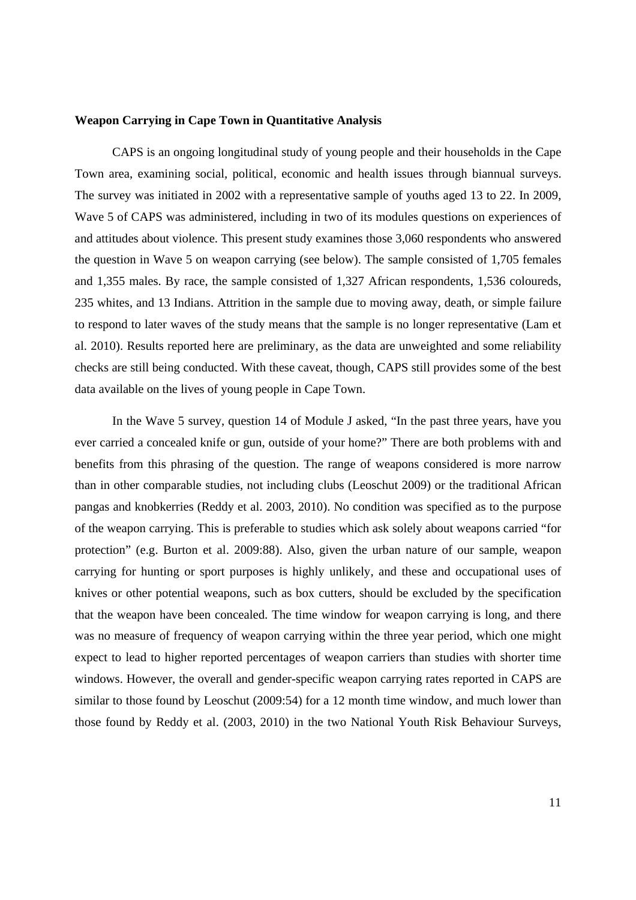**Weapon Carrying in Cape Town in Quantitative Analysis**

CAPS is an ongoing longitudinal study of young people and their households in the Cape Town area, examining social, political, economic and health issues through biannual surveys. The survey was initiated in 2002 with a representative sample of youths aged 13 to 22. In 2009, Wave 5 of CAPS was administered, including in two of its modules questions on experiences of and attitudes about violence. This present study examines those 3,060 respondents who answered the question in Wave 5 on weapon carrying (see below). The sample consisted of 1,705 females and 1,355 males. By race, the sample consisted of 1,327 African respondents, 1,536 coloureds, 235 whites, and 13 Indians. Attrition in the sample due to moving away, death, or simple failure to respond to later waves of the study means that the sample is no longer representative (Lam et al. 2010). Results reported here are preliminary, as the data are unweighted and some reliability checks are still being conducted. With these caveat, though, CAPS still provides some of the best data available on the lives of young people in Cape Town.

In the Wave 5 survey, question 14 of Module J asked, "In the past three years, have you ever carried a concealed knife or gun, outside of your home?" There are both problems with and benefits from this phrasing of the question. The range of weapons considered is more narrow than in other comparable studies, not including clubs (Leoschut 2009) or the traditional African pangas and knobkerries (Reddy et al. 2003, 2010). No condition was specified as to the purpose of the weapon carrying. This is preferable to studies which ask solely about weapons carried "for protection" (e.g. Burton et al. 2009:88). Also, given the urban nature of our sample, weapon carrying for hunting or sport purposes is highly unlikely, and these and occupational uses of knives or other potential weapons, such as box cutters, should be excluded by the specification that the weapon have been concealed. The time window for weapon carrying is long, and there was no measure of frequency of weapon carrying within the three year period, which one might expect to lead to higher reported percentages of weapon carriers than studies with shorter time windows. However, the overall and gender-specific weapon carrying rates reported in CAPS are similar to those found by Leoschut (2009:54) for a 12 month time window, and much lower than those found by Reddy et al. (2003, 2010) in the two National Youth Risk Behaviour Surveys,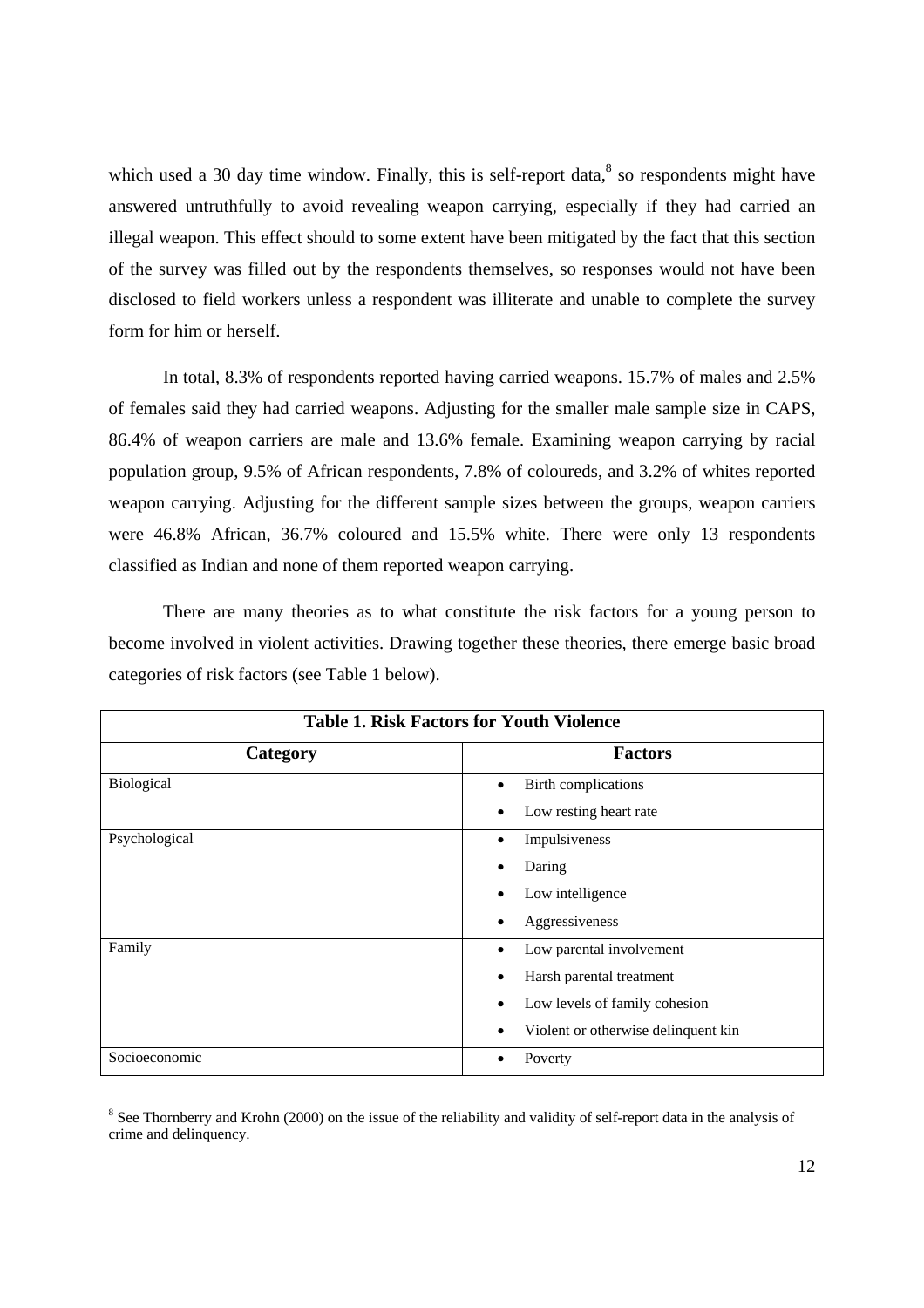which used a 30 day time window. Finally, this is self-report data,[8] so respondents might have answered untruthfully to avoid revealing weapon carrying, especially if they had carried an illegal weapon. This effect should to some extent have been mitigated by the fact that this section of the survey was filled out by the respondents themselves, so responses would not have been disclosed to field workers unless a respondent was illiterate and unable to complete the survey form for him or herself.

In total, 8.3% of respondents reported having carried weapons. 15.7% of males and 2.5% of females said they had carried weapons. Adjusting for the smaller male sample size in CAPS, 86.4% of weapon carriers are male and 13.6% female. Examining weapon carrying by racial population group, 9.5% of African respondents, 7.8% of coloureds, and 3.2% of whites reported weapon carrying. Adjusting for the different sample sizes between the groups, weapon carriers were 46.8% African, 36.7% coloured and 15.5% white. There were only 13 respondents classified as Indian and none of them reported weapon carrying.

There are many theories as to what constitute the risk factors for a young person to become involved in violent activities. Drawing together these theories, there emerge basic broad categories of risk factors (see Table 1 below).

**Table 1. Risk Factors for Youth Violence**

| Category | Factors |
|---|---|
| Biological | • Birth complications<br>• Low resting heart rate |
| Psychological | • Impulsiveness<br>• Daring<br>• Low intelligence<br>• Aggressiveness |
| Family | • Low parental involvement<br>• Harsh parental treatment<br>• Low levels of family cohesion<br>• Violent or otherwise delinquent kin |
| Socioeconomic | • Poverty |

[8] See Thornberry and Krohn (2000) on the issue of the reliability and validity of self-report data in the analysis of crime and delinquency.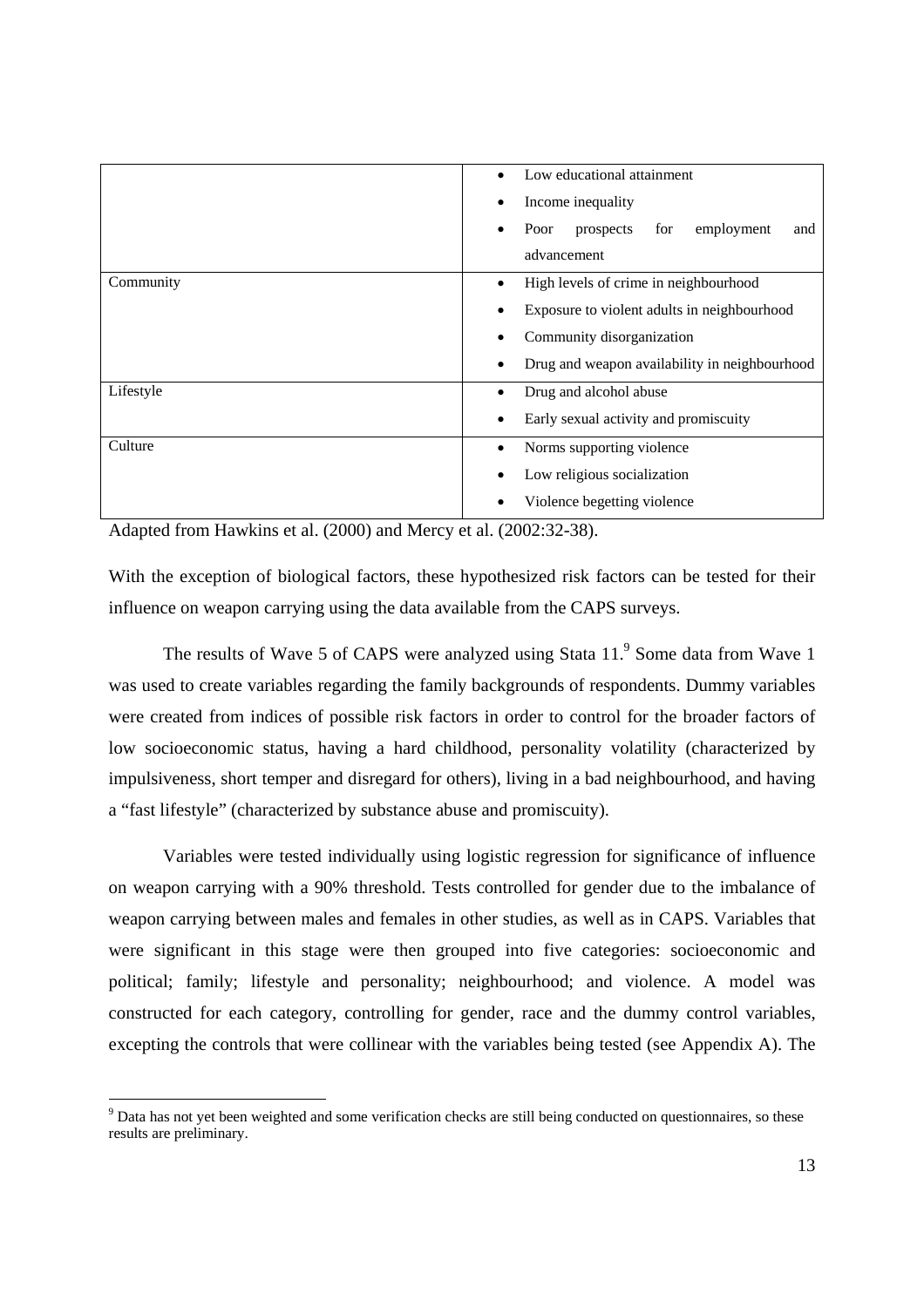| | |
|---|---|
| | • Low educational attainment<br>• Income inequality<br>• Poor prospects for employment and advancement |
| Community | • High levels of crime in neighbourhood<br>• Exposure to violent adults in neighbourhood<br>• Community disorganization<br>• Drug and weapon availability in neighbourhood |
| Lifestyle | • Drug and alcohol abuse<br>• Early sexual activity and promiscuity |
| Culture | • Norms supporting violence<br>• Low religious socialization<br>• Violence begetting violence |

Adapted from Hawkins et al. (2000) and Mercy et al. (2002:32-38).

With the exception of biological factors, these hypothesized risk factors can be tested for their influence on weapon carrying using the data available from the CAPS surveys.

The results of Wave 5 of CAPS were analyzed using Stata 11.[9] Some data from Wave 1 was used to create variables regarding the family backgrounds of respondents. Dummy variables were created from indices of possible risk factors in order to control for the broader factors of low socioeconomic status, having a hard childhood, personality volatility (characterized by impulsiveness, short temper and disregard for others), living in a bad neighbourhood, and having a "fast lifestyle" (characterized by substance abuse and promiscuity).

Variables were tested individually using logistic regression for significance of influence on weapon carrying with a 90% threshold. Tests controlled for gender due to the imbalance of weapon carrying between males and females in other studies, as well as in CAPS. Variables that were significant in this stage were then grouped into five categories: socioeconomic and political; family; lifestyle and personality; neighbourhood; and violence. A model was constructed for each category, controlling for gender, race and the dummy control variables, excepting the controls that were collinear with the variables being tested (see Appendix A). The

[9] Data has not yet been weighted and some verification checks are still being conducted on questionnaires, so these results are preliminary.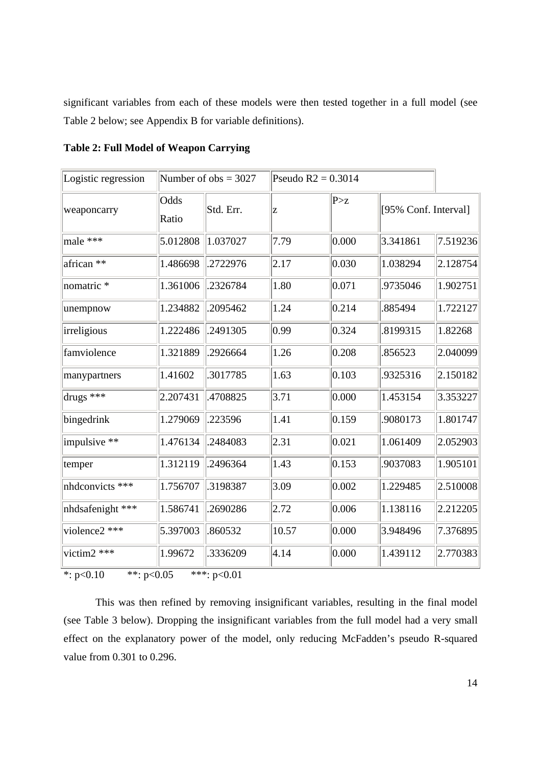significant variables from each of these models were then tested together in a full model (see Table 2 below; see Appendix B for variable definitions).

**Table 2: Full Model of Weapon Carrying**

| Logistic regression | Number of obs = 3027 | | Pseudo R2 = 0.3014 | | | |
|---|---|---|---|---|---|---|
| weaponcarry | Odds Ratio | Std. Err. | z | P>z | [95% Conf. Interval] | |
| male *** | 5.012808 | 1.037027 | 7.79 | 0.000 | 3.341861 | 7.519236 |
| african ** | 1.486698 | .2722976 | 2.17 | 0.030 | 1.038294 | 2.128754 |
| nomatric * | 1.361006 | .2326784 | 1.80 | 0.071 | .9735046 | 1.902751 |
| unempnow | 1.234882 | .2095462 | 1.24 | 0.214 | .885494 | 1.722127 |
| irreligious | 1.222486 | .2491305 | 0.99 | 0.324 | .8199315 | 1.82268 |
| famviolence | 1.321889 | .2926664 | 1.26 | 0.208 | .856523 | 2.040099 |
| manypartners | 1.41602 | .3017785 | 1.63 | 0.103 | .9325316 | 2.150182 |
| drugs *** | 2.207431 | .4708825 | 3.71 | 0.000 | 1.453154 | 3.353227 |
| bingedrink | 1.279069 | .223596 | 1.41 | 0.159 | .9080173 | 1.801747 |
| impulsive ** | 1.476134 | .2484083 | 2.31 | 0.021 | 1.061409 | 2.052903 |
| temper | 1.312119 | .2496364 | 1.43 | 0.153 | .9037083 | 1.905101 |
| nhdconvicts *** | 1.756707 | .3198387 | 3.09 | 0.002 | 1.229485 | 2.510008 |
| nhdsafenight *** | 1.586741 | .2690286 | 2.72 | 0.006 | 1.138116 | 2.212205 |
| violence2 *** | 5.397003 | .860532 | 10.57 | 0.000 | 3.948496 | 7.376895 |
| victim2 *** | 1.99672 | .3336209 | 4.14 | 0.000 | 1.439112 | 2.770383 |

*: p<0.10 **: p<0.05 ***: p<0.01

This was then refined by removing insignificant variables, resulting in the final model (see Table 3 below). Dropping the insignificant variables from the full model had a very small effect on the explanatory power of the model, only reducing McFadden's pseudo R-squared value from 0.301 to 0.296.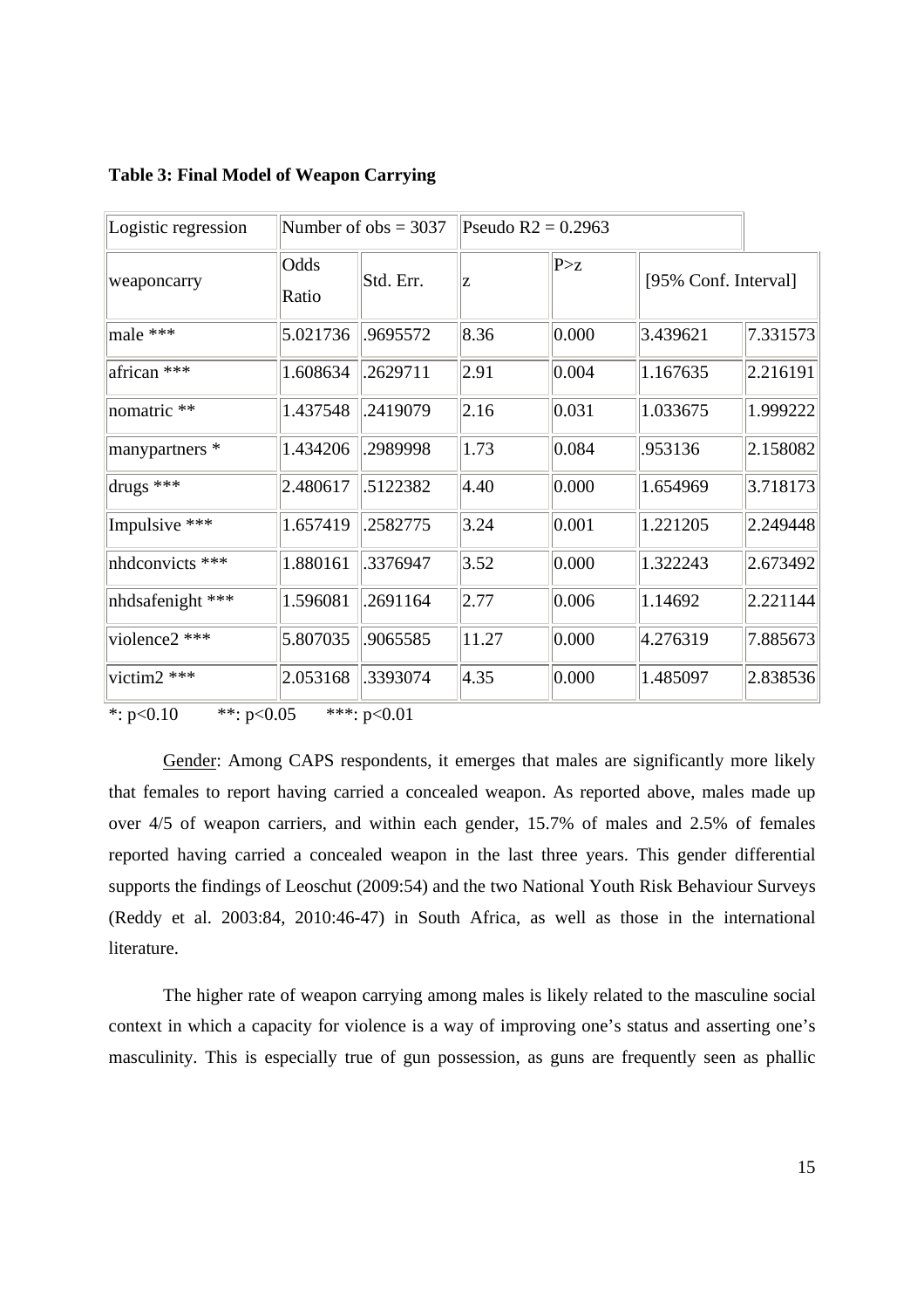**Table 3: Final Model of Weapon Carrying**

| Logistic regression | Number of obs = 3037 | | Pseudo R2 = 0.2963 | | | |
|---|---|---|---|---|---|---|
| weaponcarry | Odds Ratio | Std. Err. | z | P>z | [95% Conf. Interval] | |
| male *** | 5.021736 | .9695572 | 8.36 | 0.000 | 3.439621 | 7.331573 |
| african *** | 1.608634 | .2629711 | 2.91 | 0.004 | 1.167635 | 2.216191 |
| nomatric ** | 1.437548 | .2419079 | 2.16 | 0.031 | 1.033675 | 1.999222 |
| manypartners * | 1.434206 | .2989998 | 1.73 | 0.084 | .953136 | 2.158082 |
| drugs *** | 2.480617 | .5122382 | 4.40 | 0.000 | 1.654969 | 3.718173 |
| Impulsive *** | 1.657419 | .2582775 | 3.24 | 0.001 | 1.221205 | 2.249448 |
| nhdconvicts *** | 1.880161 | .3376947 | 3.52 | 0.000 | 1.322243 | 2.673492 |
| nhdsafenight *** | 1.596081 | .2691164 | 2.77 | 0.006 | 1.14692 | 2.221144 |
| violence2 *** | 5.807035 | .9065585 | 11.27 | 0.000 | 4.276319 | 7.885673 |
| victim2 *** | 2.053168 | .3393074 | 4.35 | 0.000 | 1.485097 | 2.838536 |

*: p<0.10 **: p<0.05 ***: p<0.01

Gender: Among CAPS respondents, it emerges that males are significantly more likely that females to report having carried a concealed weapon. As reported above, males made up over 4/5 of weapon carriers, and within each gender, 15.7% of males and 2.5% of females reported having carried a concealed weapon in the last three years. This gender differential supports the findings of Leoschut (2009:54) and the two National Youth Risk Behaviour Surveys (Reddy et al. 2003:84, 2010:46-47) in South Africa, as well as those in the international literature.

The higher rate of weapon carrying among males is likely related to the masculine social context in which a capacity for violence is a way of improving one's status and asserting one's masculinity. This is especially true of gun possession, as guns are frequently seen as phallic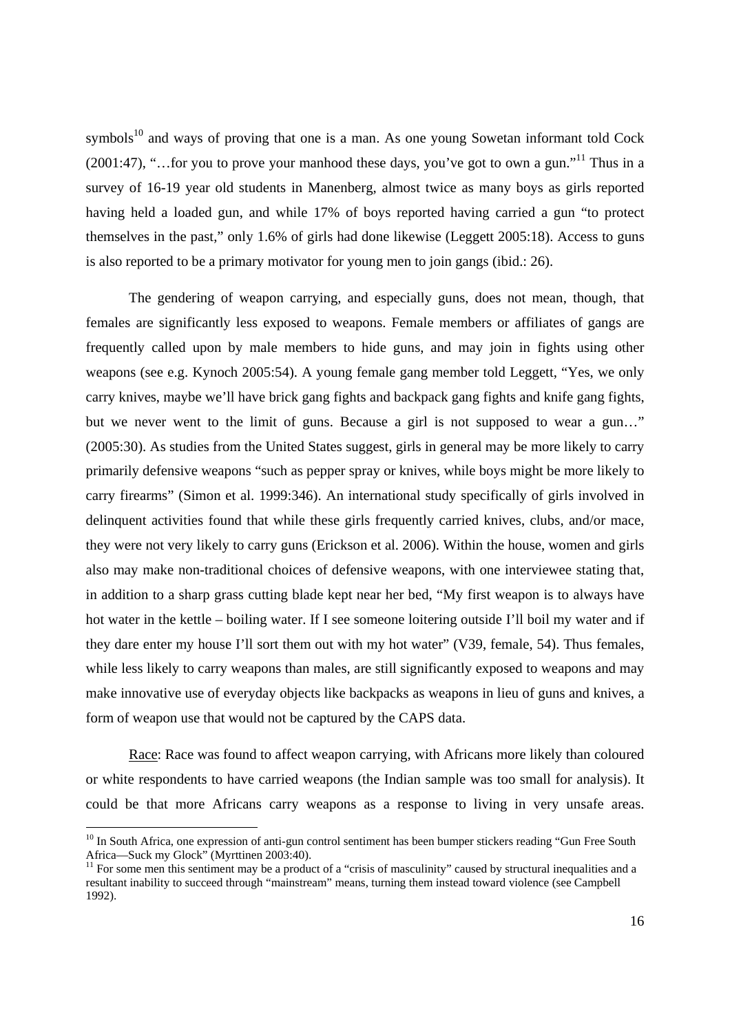symbols[10] and ways of proving that one is a man. As one young Sowetan informant told Cock (2001:47), "…for you to prove your manhood these days, you've got to own a gun."[11] Thus in a survey of 16-19 year old students in Manenberg, almost twice as many boys as girls reported having held a loaded gun, and while 17% of boys reported having carried a gun "to protect themselves in the past," only 1.6% of girls had done likewise (Leggett 2005:18). Access to guns is also reported to be a primary motivator for young men to join gangs (ibid.: 26).

The gendering of weapon carrying, and especially guns, does not mean, though, that females are significantly less exposed to weapons. Female members or affiliates of gangs are frequently called upon by male members to hide guns, and may join in fights using other weapons (see e.g. Kynoch 2005:54). A young female gang member told Leggett, "Yes, we only carry knives, maybe we'll have brick gang fights and backpack gang fights and knife gang fights, but we never went to the limit of guns. Because a girl is not supposed to wear a gun…" (2005:30). As studies from the United States suggest, girls in general may be more likely to carry primarily defensive weapons "such as pepper spray or knives, while boys might be more likely to carry firearms" (Simon et al. 1999:346). An international study specifically of girls involved in delinquent activities found that while these girls frequently carried knives, clubs, and/or mace, they were not very likely to carry guns (Erickson et al. 2006). Within the house, women and girls also may make non-traditional choices of defensive weapons, with one interviewee stating that, in addition to a sharp grass cutting blade kept near her bed, "My first weapon is to always have hot water in the kettle – boiling water. If I see someone loitering outside I'll boil my water and if they dare enter my house I'll sort them out with my hot water" (V39, female, 54). Thus females, while less likely to carry weapons than males, are still significantly exposed to weapons and may make innovative use of everyday objects like backpacks as weapons in lieu of guns and knives, a form of weapon use that would not be captured by the CAPS data.

<u>Race</u>: Race was found to affect weapon carrying, with Africans more likely than coloured or white respondents to have carried weapons (the Indian sample was too small for analysis). It could be that more Africans carry weapons as a response to living in very unsafe areas.

[10] In South Africa, one expression of anti-gun control sentiment has been bumper stickers reading "Gun Free South Africa—Suck my Glock" (Myrttinen 2003:40).

[11] For some men this sentiment may be a product of a "crisis of masculinity" caused by structural inequalities and a resultant inability to succeed through "mainstream" means, turning them instead toward violence (see Campbell 1992).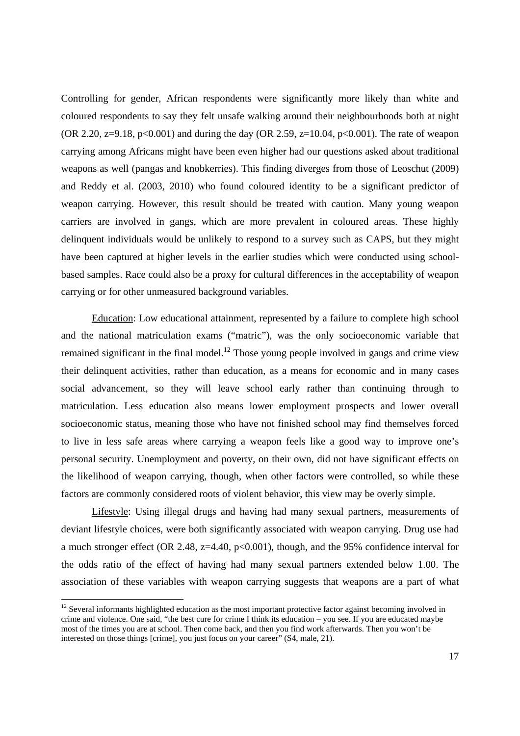Controlling for gender, African respondents were significantly more likely than white and coloured respondents to say they felt unsafe walking around their neighbourhoods both at night (OR 2.20, $z=9.18$, $p<0.001$) and during the day (OR 2.59, $z=10.04$, $p<0.001$). The rate of weapon carrying among Africans might have been even higher had our questions asked about traditional weapons as well (pangas and knobkerries). This finding diverges from those of Leoschut (2009) and Reddy et al. (2003, 2010) who found coloured identity to be a significant predictor of weapon carrying. However, this result should be treated with caution. Many young weapon carriers are involved in gangs, which are more prevalent in coloured areas. These highly delinquent individuals would be unlikely to respond to a survey such as CAPS, but they might have been captured at higher levels in the earlier studies which were conducted using school-based samples. Race could also be a proxy for cultural differences in the acceptability of weapon carrying or for other unmeasured background variables.

Education: Low educational attainment, represented by a failure to complete high school and the national matriculation exams ("matric"), was the only socioeconomic variable that remained significant in the final model.[12] Those young people involved in gangs and crime view their delinquent activities, rather than education, as a means for economic and in many cases social advancement, so they will leave school early rather than continuing through to matriculation. Less education also means lower employment prospects and lower overall socioeconomic status, meaning those who have not finished school may find themselves forced to live in less safe areas where carrying a weapon feels like a good way to improve one's personal security. Unemployment and poverty, on their own, did not have significant effects on the likelihood of weapon carrying, though, when other factors were controlled, so while these factors are commonly considered roots of violent behavior, this view may be overly simple.

Lifestyle: Using illegal drugs and having had many sexual partners, measurements of deviant lifestyle choices, were both significantly associated with weapon carrying. Drug use had a much stronger effect (OR 2.48, $z=4.40$, $p<0.001$), though, and the 95% confidence interval for the odds ratio of the effect of having had many sexual partners extended below 1.00. The association of these variables with weapon carrying suggests that weapons are a part of what

[12] Several informants highlighted education as the most important protective factor against becoming involved in crime and violence. One said, "the best cure for crime I think its education – you see. If you are educated maybe most of the times you are at school. Then come back, and then you find work afterwards. Then you won't be interested on those things [crime], you just focus on your career" (S4, male, 21).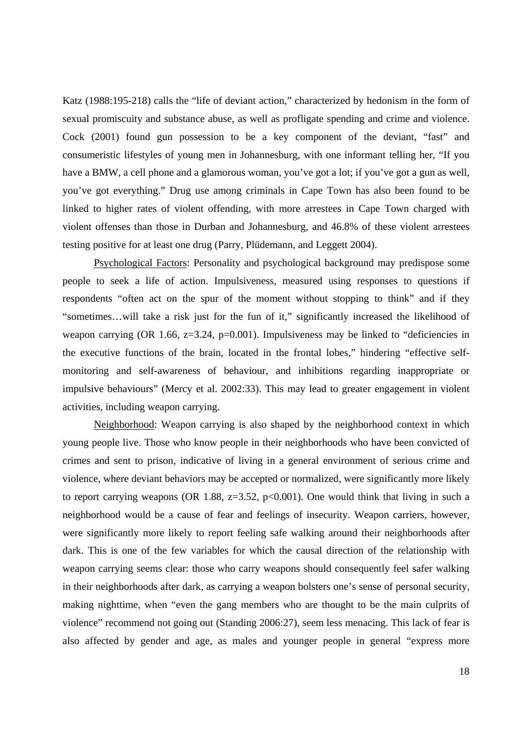Katz (1988:195-218) calls the "life of deviant action," characterized by hedonism in the form of sexual promiscuity and substance abuse, as well as profligate spending and crime and violence. Cock (2001) found gun possession to be a key component of the deviant, "fast" and consumeristic lifestyles of young men in Johannesburg, with one informant telling her, "If you have a BMW, a cell phone and a glamorous woman, you've got a lot; if you've got a gun as well, you've got everything." Drug use among criminals in Cape Town has also been found to be linked to higher rates of violent offending, with more arrestees in Cape Town charged with violent offenses than those in Durban and Johannesburg, and 46.8% of these violent arrestees testing positive for at least one drug (Parry, Plüdemann, and Leggett 2004).

<u>Psychological Factors</u>: Personality and psychological background may predispose some people to seek a life of action. Impulsiveness, measured using responses to questions if respondents "often act on the spur of the moment without stopping to think" and if they "sometimes…will take a risk just for the fun of it," significantly increased the likelihood of weapon carrying (OR 1.66, $z=3.24$, $p=0.001$). Impulsiveness may be linked to "deficiencies in the executive functions of the brain, located in the frontal lobes," hindering "effective self-monitoring and self-awareness of behaviour, and inhibitions regarding inappropriate or impulsive behaviours" (Mercy et al. 2002:33). This may lead to greater engagement in violent activities, including weapon carrying.

<u>Neighborhood</u>: Weapon carrying is also shaped by the neighborhood context in which young people live. Those who know people in their neighborhoods who have been convicted of crimes and sent to prison, indicative of living in a general environment of serious crime and violence, where deviant behaviors may be accepted or normalized, were significantly more likely to report carrying weapons (OR 1.88, $z=3.52$, $p<0.001$). One would think that living in such a neighborhood would be a cause of fear and feelings of insecurity. Weapon carriers, however, were significantly more likely to report feeling safe walking around their neighborhoods after dark. This is one of the few variables for which the causal direction of the relationship with weapon carrying seems clear: those who carry weapons should consequently feel safer walking in their neighborhoods after dark, as carrying a weapon bolsters one's sense of personal security, making nighttime, when "even the gang members who are thought to be the main culprits of violence" recommend not going out (Standing 2006:27), seem less menacing. This lack of fear is also affected by gender and age, as males and younger people in general "express more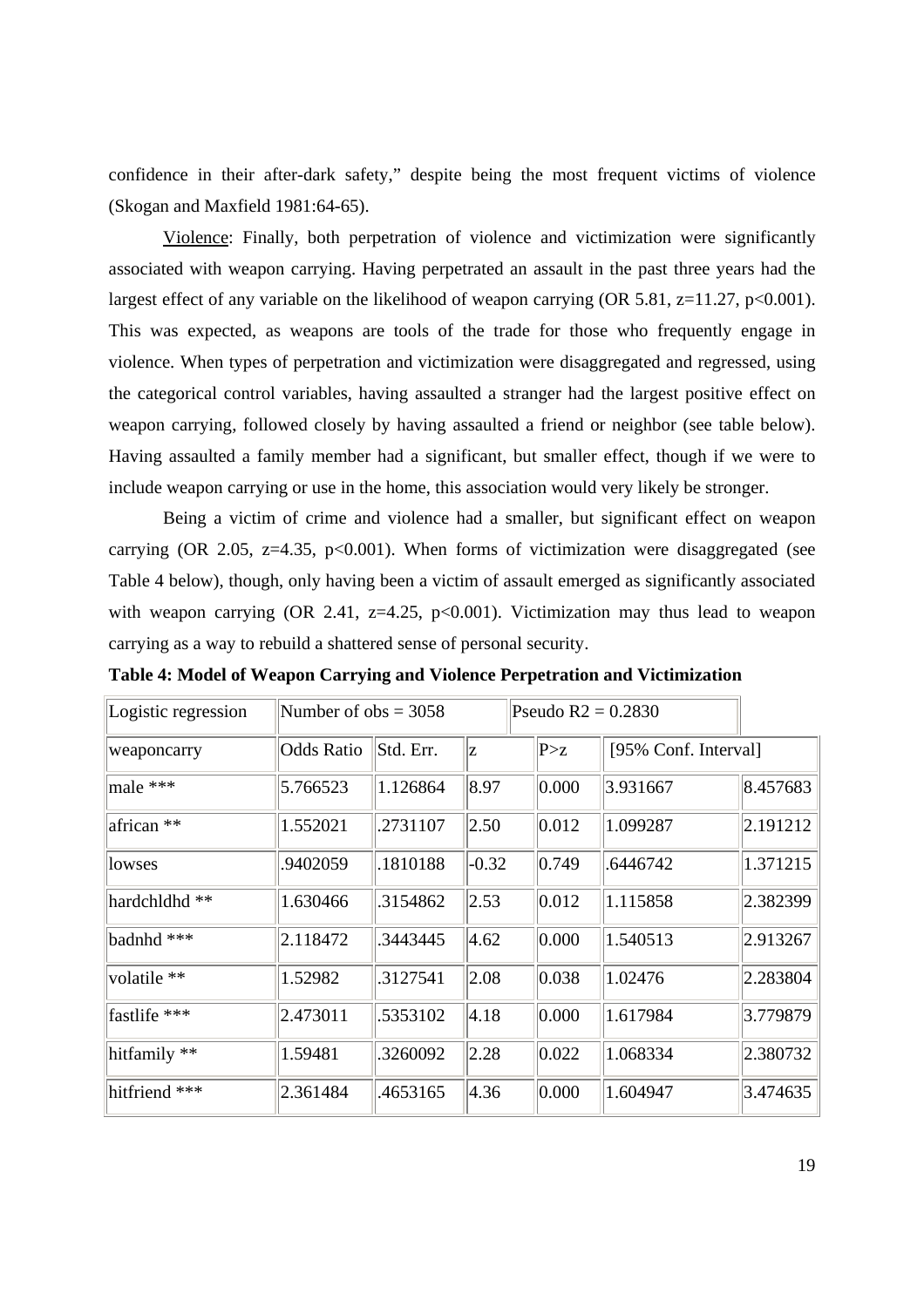confidence in their after-dark safety," despite being the most frequent victims of violence (Skogan and Maxfield 1981:64-65).

Violence: Finally, both perpetration of violence and victimization were significantly associated with weapon carrying. Having perpetrated an assault in the past three years had the largest effect of any variable on the likelihood of weapon carrying (OR 5.81, z=11.27, p<0.001). This was expected, as weapons are tools of the trade for those who frequently engage in violence. When types of perpetration and victimization were disaggregated and regressed, using the categorical control variables, having assaulted a stranger had the largest positive effect on weapon carrying, followed closely by having assaulted a friend or neighbor (see table below). Having assaulted a family member had a significant, but smaller effect, though if we were to include weapon carrying or use in the home, this association would very likely be stronger.

Being a victim of crime and violence had a smaller, but significant effect on weapon carrying (OR 2.05, z=4.35, p<0.001). When forms of victimization were disaggregated (see Table 4 below), though, only having been a victim of assault emerged as significantly associated with weapon carrying (OR 2.41, z=4.25, p<0.001). Victimization may thus lead to weapon carrying as a way to rebuild a shattered sense of personal security.

**Table 4: Model of Weapon Carrying and Violence Perpetration and Victimization**

| Logistic regression | Number of obs = 3058 | | | Pseudo R2 = 0.2830 | | |
|---|---|---|---|---|---|---|
| weaponcarry | Odds Ratio | Std. Err. | z | P>z | [95% Conf. Interval] | |
| male *** | 5.766523 | 1.126864 | 8.97 | 0.000 | 3.931667 | 8.457683 |
| african ** | 1.552021 | .2731107 | 2.50 | 0.012 | 1.099287 | 2.191212 |
| lowses | .9402059 | .1810188 | -0.32 | 0.749 | .6446742 | 1.371215 |
| hardchldhd ** | 1.630466 | .3154862 | 2.53 | 0.012 | 1.115858 | 2.382399 |
| badnhd *** | 2.118472 | .3443445 | 4.62 | 0.000 | 1.540513 | 2.913267 |
| volatile ** | 1.52982 | .3127541 | 2.08 | 0.038 | 1.02476 | 2.283804 |
| fastlife *** | 2.473011 | .5353102 | 4.18 | 0.000 | 1.617984 | 3.779879 |
| hitfamily ** | 1.59481 | .3260092 | 2.28 | 0.022 | 1.068334 | 2.380732 |
| hitfriend *** | 2.361484 | .4653165 | 4.36 | 0.000 | 1.604947 | 3.474635 |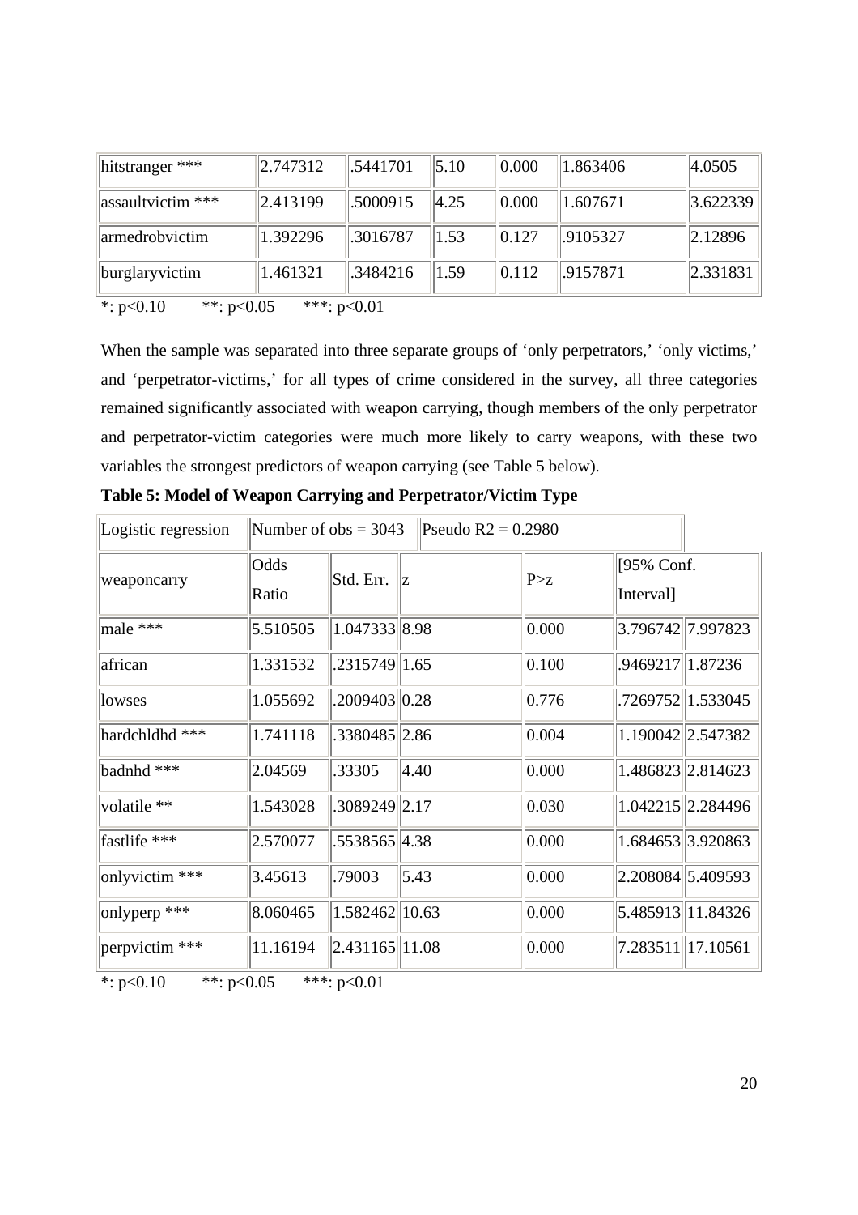| | | | | | | |
|---|---|---|---|---|---|---|
| hitstranger *** | 2.747312 | .5441701 | 5.10 | 0.000 | 1.863406 | 4.0505 |
| assaultvictim *** | 2.413199 | .5000915 | 4.25 | 0.000 | 1.607671 | 3.622339 |
| armedrobvictim | 1.392296 | .3016787 | 1.53 | 0.127 | .9105327 | 2.12896 |
| burglaryvictim | 1.461321 | .3484216 | 1.59 | 0.112 | .9157871 | 2.331831 |

*: p<0.10 **: p<0.05 ***: p<0.01

When the sample was separated into three separate groups of 'only perpetrators,' 'only victims,' and 'perpetrator-victims,' for all types of crime considered in the survey, all three categories remained significantly associated with weapon carrying, though members of the only perpetrator and perpetrator-victim categories were much more likely to carry weapons, with these two variables the strongest predictors of weapon carrying (see Table 5 below).

**Table 5: Model of Weapon Carrying and Perpetrator/Victim Type**

| Logistic regression | Number of obs = 3043 | | Pseudo R2 = 0.2980 | | | |
|---|---|---|---|---|---|---|
| weaponcarry | Odds Ratio | Std. Err. | z | P>z | [95% Conf. Interval] | |
| male *** | 5.510505 | 1.047333 | 8.98 | 0.000 | 3.796742 | 7.997823 |
| african | 1.331532 | .2315749 | 1.65 | 0.100 | .9469217 | 1.87236 |
| lowses | 1.055692 | .2009403 | 0.28 | 0.776 | .7269752 | 1.533045 |
| hardchldhd *** | 1.741118 | .3380485 | 2.86 | 0.004 | 1.190042 | 2.547382 |
| badnhd *** | 2.04569 | .33305 | 4.40 | 0.000 | 1.486823 | 2.814623 |
| volatile ** | 1.543028 | .3089249 | 2.17 | 0.030 | 1.042215 | 2.284496 |
| fastlife *** | 2.570077 | .5538565 | 4.38 | 0.000 | 1.684653 | 3.920863 |
| onlyvictim *** | 3.45613 | .79003 | 5.43 | 0.000 | 2.208084 | 5.409593 |
| onlyperp *** | 8.060465 | 1.582462 | 10.63 | 0.000 | 5.485913 | 11.84326 |
| perpvictim *** | 11.16194 | 2.431165 | 11.08 | 0.000 | 7.283511 | 17.10561 |

*: p<0.10 **: p<0.05 ***: p<0.01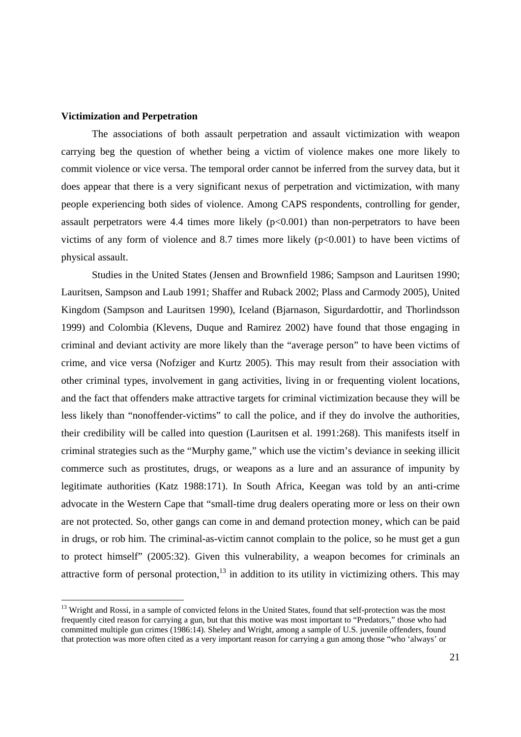**Victimization and Perpetration**

The associations of both assault perpetration and assault victimization with weapon carrying beg the question of whether being a victim of violence makes one more likely to commit violence or vice versa. The temporal order cannot be inferred from the survey data, but it does appear that there is a very significant nexus of perpetration and victimization, with many people experiencing both sides of violence. Among CAPS respondents, controlling for gender, assault perpetrators were 4.4 times more likely ($p<0.001$) than non-perpetrators to have been victims of any form of violence and 8.7 times more likely ($p<0.001$) to have been victims of physical assault.

Studies in the United States (Jensen and Brownfield 1986; Sampson and Lauritsen 1990; Lauritsen, Sampson and Laub 1991; Shaffer and Ruback 2002; Plass and Carmody 2005), United Kingdom (Sampson and Lauritsen 1990), Iceland (Bjarnason, Sigurdardottir, and Thorlindsson 1999) and Colombia (Klevens, Duque and Ramirez 2002) have found that those engaging in criminal and deviant activity are more likely than the "average person" to have been victims of crime, and vice versa (Nofziger and Kurtz 2005). This may result from their association with other criminal types, involvement in gang activities, living in or frequenting violent locations, and the fact that offenders make attractive targets for criminal victimization because they will be less likely than "nonoffender-victims" to call the police, and if they do involve the authorities, their credibility will be called into question (Lauritsen et al. 1991:268). This manifests itself in criminal strategies such as the "Murphy game," which use the victim's deviance in seeking illicit commerce such as prostitutes, drugs, or weapons as a lure and an assurance of impunity by legitimate authorities (Katz 1988:171). In South Africa, Keegan was told by an anti-crime advocate in the Western Cape that "small-time drug dealers operating more or less on their own are not protected. So, other gangs can come in and demand protection money, which can be paid in drugs, or rob him. The criminal-as-victim cannot complain to the police, so he must get a gun to protect himself" (2005:32). Given this vulnerability, a weapon becomes for criminals an attractive form of personal protection,[13] in addition to its utility in victimizing others. This may

[13] Wright and Rossi, in a sample of convicted felons in the United States, found that self-protection was the most frequently cited reason for carrying a gun, but that this motive was most important to "Predators," those who had committed multiple gun crimes (1986:14). Sheley and Wright, among a sample of U.S. juvenile offenders, found that protection was more often cited as a very important reason for carrying a gun among those "who 'always' or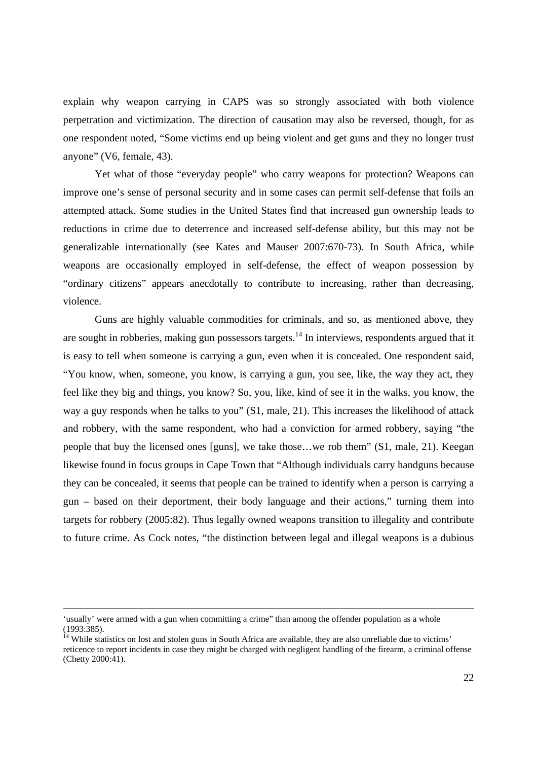explain why weapon carrying in CAPS was so strongly associated with both violence perpetration and victimization. The direction of causation may also be reversed, though, for as one respondent noted, "Some victims end up being violent and get guns and they no longer trust anyone" (V6, female, 43).

Yet what of those "everyday people" who carry weapons for protection? Weapons can improve one's sense of personal security and in some cases can permit self-defense that foils an attempted attack. Some studies in the United States find that increased gun ownership leads to reductions in crime due to deterrence and increased self-defense ability, but this may not be generalizable internationally (see Kates and Mauser 2007:670-73). In South Africa, while weapons are occasionally employed in self-defense, the effect of weapon possession by "ordinary citizens" appears anecdotally to contribute to increasing, rather than decreasing, violence.

Guns are highly valuable commodities for criminals, and so, as mentioned above, they are sought in robberies, making gun possessors targets.[14] In interviews, respondents argued that it is easy to tell when someone is carrying a gun, even when it is concealed. One respondent said, "You know, when, someone, you know, is carrying a gun, you see, like, the way they act, they feel like they big and things, you know? So, you, like, kind of see it in the walks, you know, the way a guy responds when he talks to you" (S1, male, 21). This increases the likelihood of attack and robbery, with the same respondent, who had a conviction for armed robbery, saying "the people that buy the licensed ones [guns], we take those…we rob them" (S1, male, 21). Keegan likewise found in focus groups in Cape Town that "Although individuals carry handguns because they can be concealed, it seems that people can be trained to identify when a person is carrying a gun – based on their deportment, their body language and their actions," turning them into targets for robbery (2005:82). Thus legally owned weapons transition to illegality and contribute to future crime. As Cock notes, "the distinction between legal and illegal weapons is a dubious

---

'usually' were armed with a gun when committing a crime" than among the offender population as a whole (1993:385).

[14] While statistics on lost and stolen guns in South Africa are available, they are also unreliable due to victims' reticence to report incidents in case they might be charged with negligent handling of the firearm, a criminal offense (Chetty 2000:41).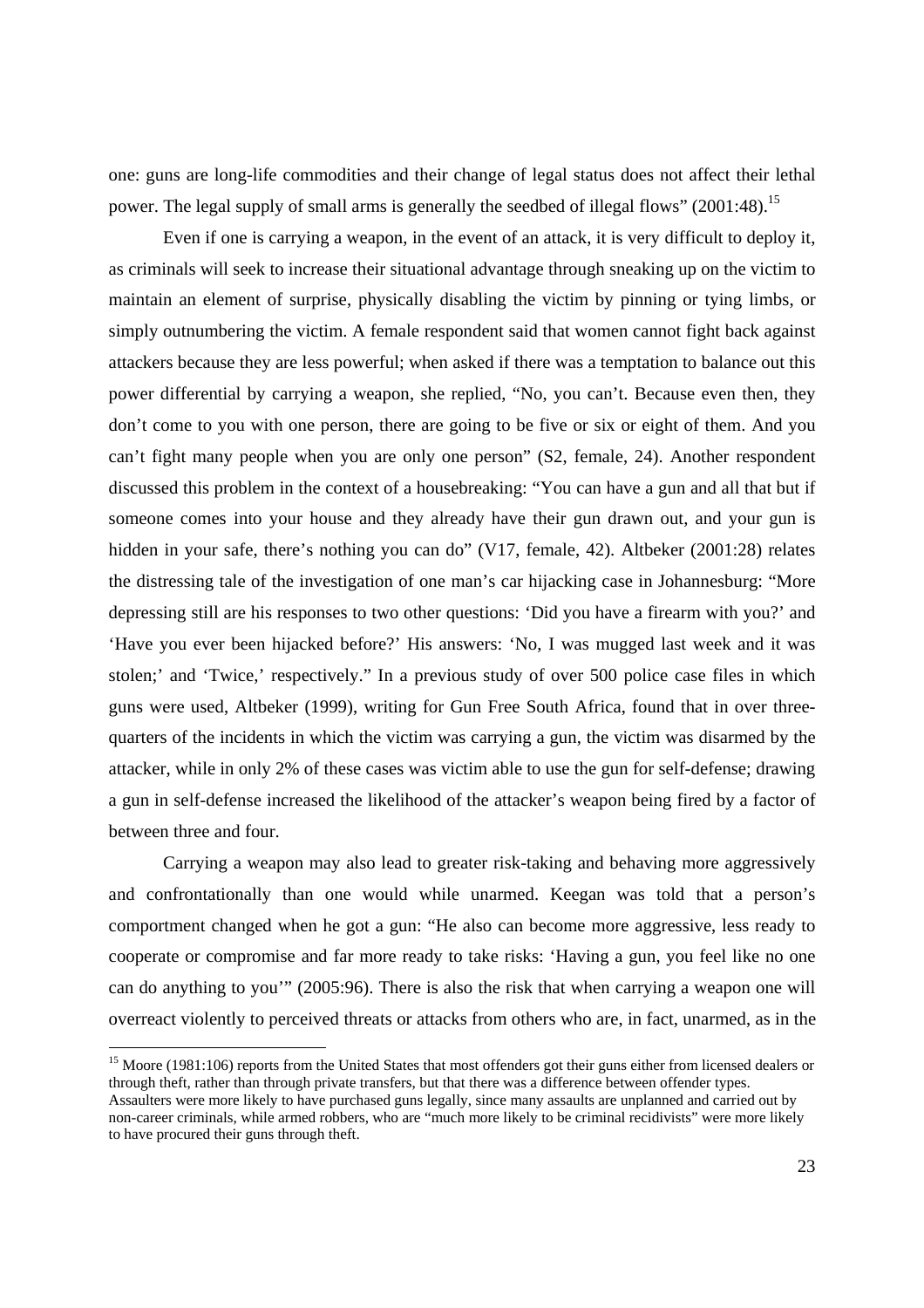one: guns are long-life commodities and their change of legal status does not affect their lethal power. The legal supply of small arms is generally the seedbed of illegal flows" (2001:48).[15]

Even if one is carrying a weapon, in the event of an attack, it is very difficult to deploy it, as criminals will seek to increase their situational advantage through sneaking up on the victim to maintain an element of surprise, physically disabling the victim by pinning or tying limbs, or simply outnumbering the victim. A female respondent said that women cannot fight back against attackers because they are less powerful; when asked if there was a temptation to balance out this power differential by carrying a weapon, she replied, "No, you can't. Because even then, they don't come to you with one person, there are going to be five or six or eight of them. And you can't fight many people when you are only one person" (S2, female, 24). Another respondent discussed this problem in the context of a housebreaking: "You can have a gun and all that but if someone comes into your house and they already have their gun drawn out, and your gun is hidden in your safe, there's nothing you can do" (V17, female, 42). Altbeker (2001:28) relates the distressing tale of the investigation of one man's car hijacking case in Johannesburg: "More depressing still are his responses to two other questions: 'Did you have a firearm with you?' and 'Have you ever been hijacked before?' His answers: 'No, I was mugged last week and it was stolen;' and 'Twice,' respectively." In a previous study of over 500 police case files in which guns were used, Altbeker (1999), writing for Gun Free South Africa, found that in over three-quarters of the incidents in which the victim was carrying a gun, the victim was disarmed by the attacker, while in only 2% of these cases was victim able to use the gun for self-defense; drawing a gun in self-defense increased the likelihood of the attacker's weapon being fired by a factor of between three and four.

Carrying a weapon may also lead to greater risk-taking and behaving more aggressively and confrontationally than one would while unarmed. Keegan was told that a person's comportment changed when he got a gun: "He also can become more aggressive, less ready to cooperate or compromise and far more ready to take risks: 'Having a gun, you feel like no one can do anything to you'" (2005:96). There is also the risk that when carrying a weapon one will overreact violently to perceived threats or attacks from others who are, in fact, unarmed, as in the

[15] Moore (1981:106) reports from the United States that most offenders got their guns either from licensed dealers or through theft, rather than through private transfers, but that there was a difference between offender types. Assaulters were more likely to have purchased guns legally, since many assaults are unplanned and carried out by non-career criminals, while armed robbers, who are "much more likely to be criminal recidivists" were more likely to have procured their guns through theft.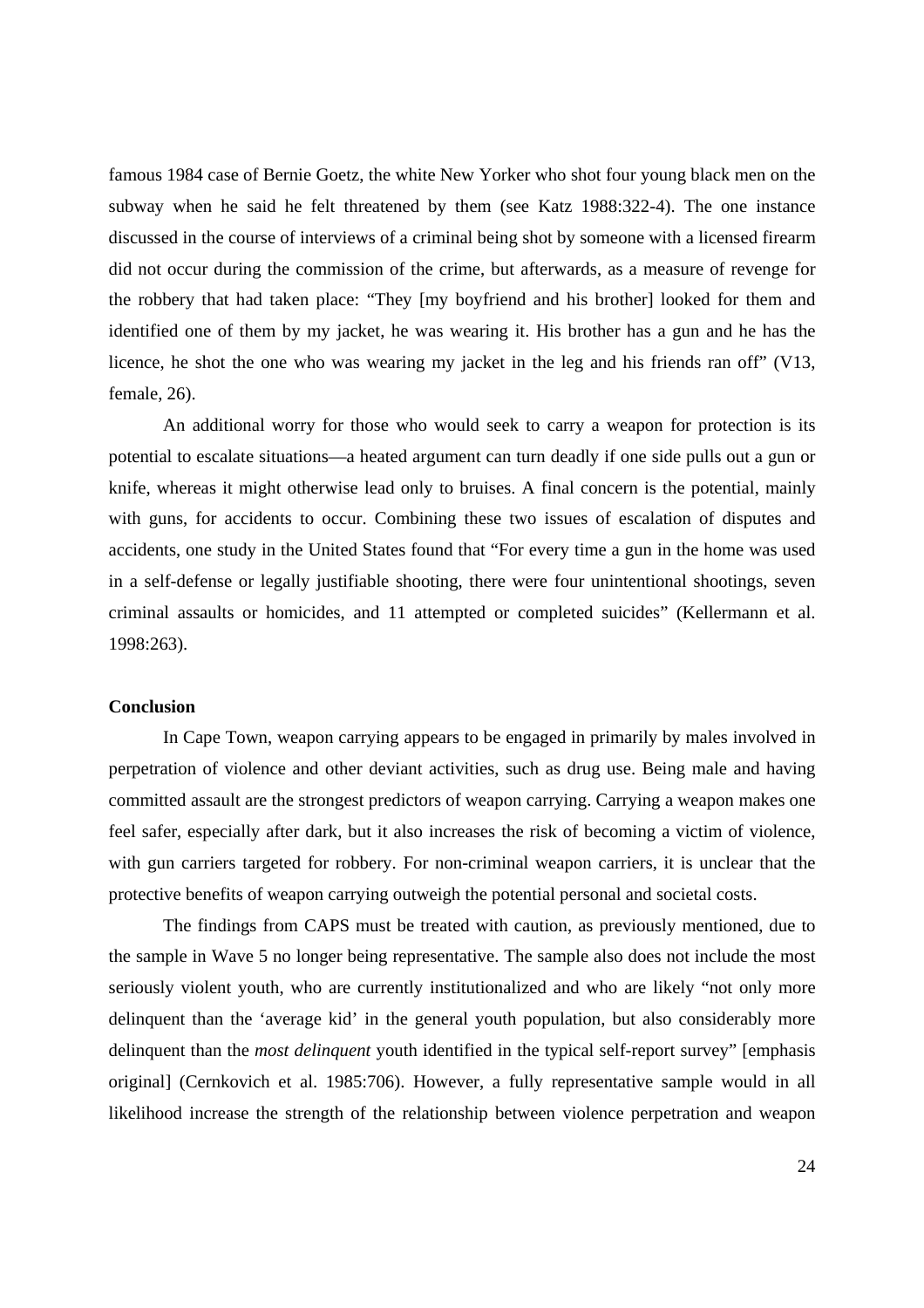famous 1984 case of Bernie Goetz, the white New Yorker who shot four young black men on the subway when he said he felt threatened by them (see Katz 1988:322-4). The one instance discussed in the course of interviews of a criminal being shot by someone with a licensed firearm did not occur during the commission of the crime, but afterwards, as a measure of revenge for the robbery that had taken place: "They [my boyfriend and his brother] looked for them and identified one of them by my jacket, he was wearing it. His brother has a gun and he has the licence, he shot the one who was wearing my jacket in the leg and his friends ran off" (V13, female, 26).

An additional worry for those who would seek to carry a weapon for protection is its potential to escalate situations—a heated argument can turn deadly if one side pulls out a gun or knife, whereas it might otherwise lead only to bruises. A final concern is the potential, mainly with guns, for accidents to occur. Combining these two issues of escalation of disputes and accidents, one study in the United States found that "For every time a gun in the home was used in a self-defense or legally justifiable shooting, there were four unintentional shootings, seven criminal assaults or homicides, and 11 attempted or completed suicides" (Kellermann et al. 1998:263).

**Conclusion**

In Cape Town, weapon carrying appears to be engaged in primarily by males involved in perpetration of violence and other deviant activities, such as drug use. Being male and having committed assault are the strongest predictors of weapon carrying. Carrying a weapon makes one feel safer, especially after dark, but it also increases the risk of becoming a victim of violence, with gun carriers targeted for robbery. For non-criminal weapon carriers, it is unclear that the protective benefits of weapon carrying outweigh the potential personal and societal costs.

The findings from CAPS must be treated with caution, as previously mentioned, due to the sample in Wave 5 no longer being representative. The sample also does not include the most seriously violent youth, who are currently institutionalized and who are likely "not only more delinquent than the 'average kid' in the general youth population, but also considerably more delinquent than the *most delinquent* youth identified in the typical self-report survey" [emphasis original] (Cernkovich et al. 1985:706). However, a fully representative sample would in all likelihood increase the strength of the relationship between violence perpetration and weapon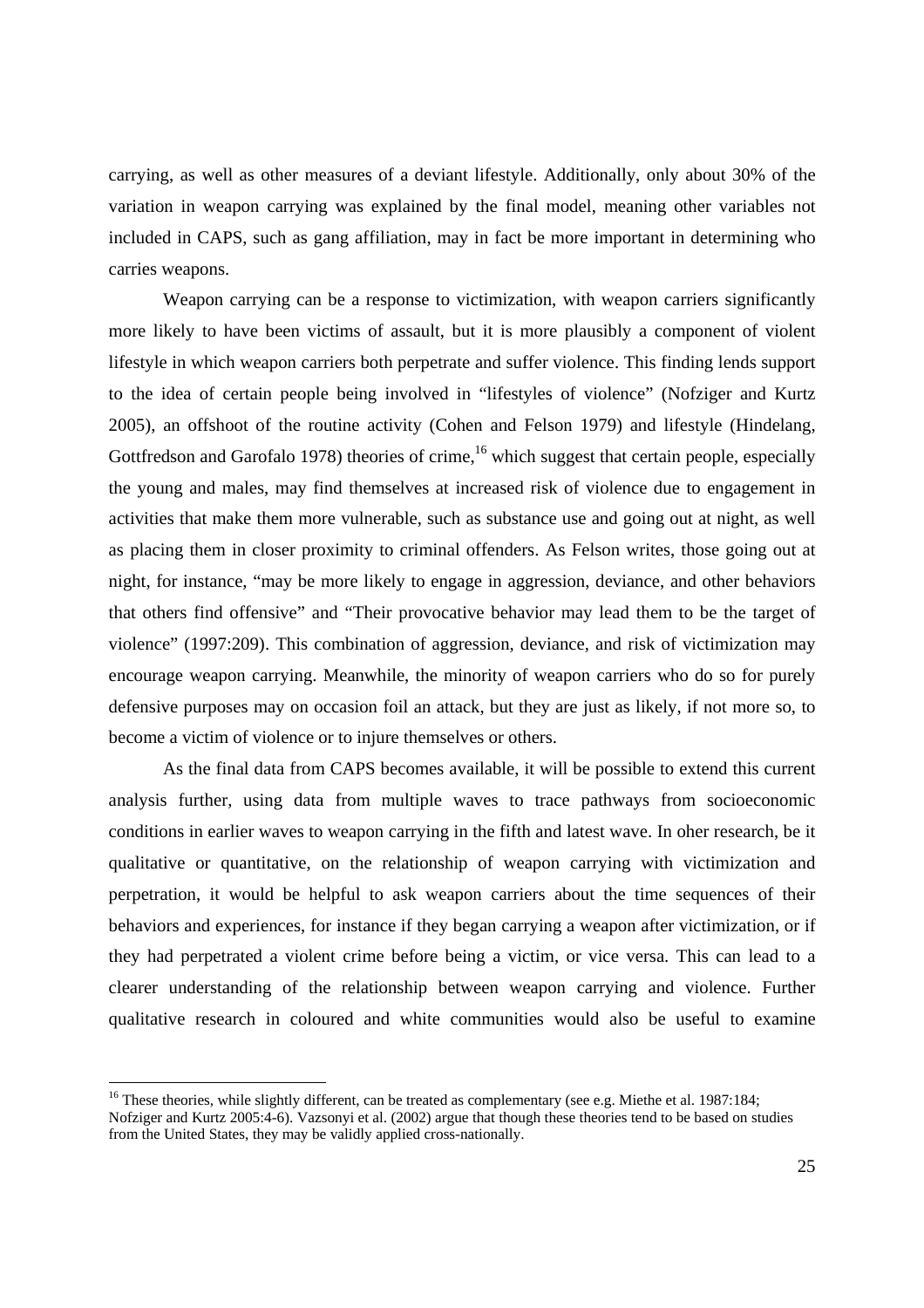carrying, as well as other measures of a deviant lifestyle. Additionally, only about 30% of the variation in weapon carrying was explained by the final model, meaning other variables not included in CAPS, such as gang affiliation, may in fact be more important in determining who carries weapons.

Weapon carrying can be a response to victimization, with weapon carriers significantly more likely to have been victims of assault, but it is more plausibly a component of violent lifestyle in which weapon carriers both perpetrate and suffer violence. This finding lends support to the idea of certain people being involved in "lifestyles of violence" (Nofziger and Kurtz 2005), an offshoot of the routine activity (Cohen and Felson 1979) and lifestyle (Hindelang, Gottfredson and Garofalo 1978) theories of crime,[16] which suggest that certain people, especially the young and males, may find themselves at increased risk of violence due to engagement in activities that make them more vulnerable, such as substance use and going out at night, as well as placing them in closer proximity to criminal offenders. As Felson writes, those going out at night, for instance, "may be more likely to engage in aggression, deviance, and other behaviors that others find offensive" and "Their provocative behavior may lead them to be the target of violence" (1997:209). This combination of aggression, deviance, and risk of victimization may encourage weapon carrying. Meanwhile, the minority of weapon carriers who do so for purely defensive purposes may on occasion foil an attack, but they are just as likely, if not more so, to become a victim of violence or to injure themselves or others.

As the final data from CAPS becomes available, it will be possible to extend this current analysis further, using data from multiple waves to trace pathways from socioeconomic conditions in earlier waves to weapon carrying in the fifth and latest wave. In oher research, be it qualitative or quantitative, on the relationship of weapon carrying with victimization and perpetration, it would be helpful to ask weapon carriers about the time sequences of their behaviors and experiences, for instance if they began carrying a weapon after victimization, or if they had perpetrated a violent crime before being a victim, or vice versa. This can lead to a clearer understanding of the relationship between weapon carrying and violence. Further qualitative research in coloured and white communities would also be useful to examine

[16] These theories, while slightly different, can be treated as complementary (see e.g. Miethe et al. 1987:184; Nofziger and Kurtz 2005:4-6). Vazsonyi et al. (2002) argue that though these theories tend to be based on studies from the United States, they may be validly applied cross-nationally.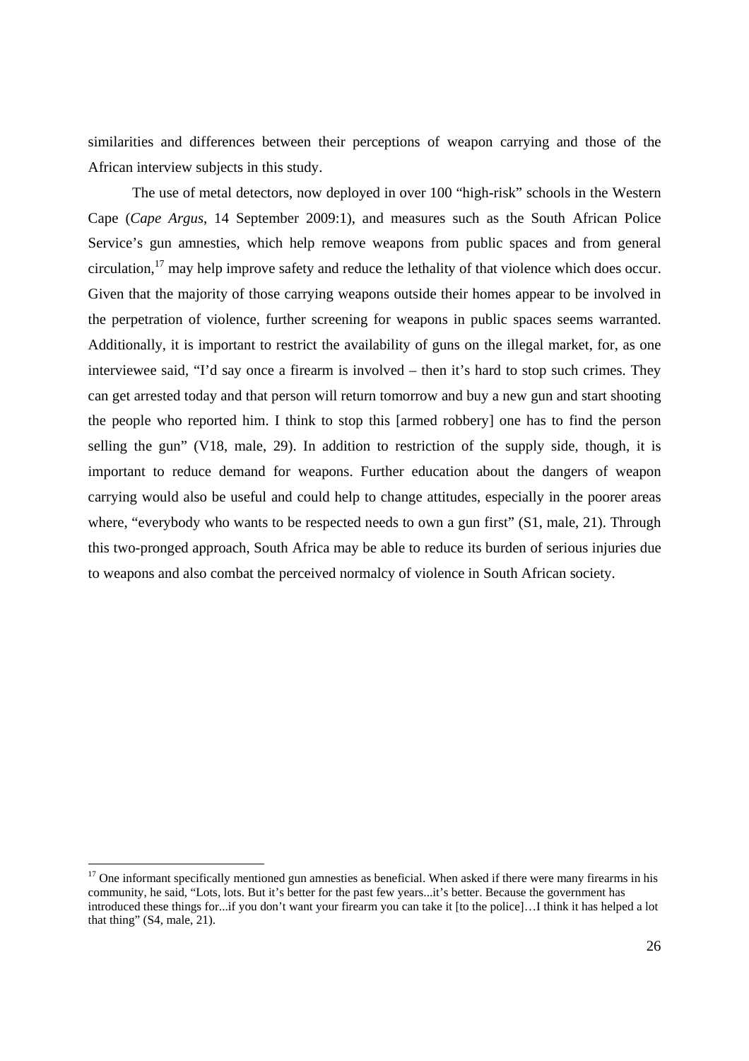similarities and differences between their perceptions of weapon carrying and those of the African interview subjects in this study.

The use of metal detectors, now deployed in over 100 "high-risk" schools in the Western Cape (*Cape Argus*, 14 September 2009:1), and measures such as the South African Police Service's gun amnesties, which help remove weapons from public spaces and from general circulation,[17] may help improve safety and reduce the lethality of that violence which does occur. Given that the majority of those carrying weapons outside their homes appear to be involved in the perpetration of violence, further screening for weapons in public spaces seems warranted. Additionally, it is important to restrict the availability of guns on the illegal market, for, as one interviewee said, "I'd say once a firearm is involved – then it's hard to stop such crimes. They can get arrested today and that person will return tomorrow and buy a new gun and start shooting the people who reported him. I think to stop this [armed robbery] one has to find the person selling the gun" (V18, male, 29). In addition to restriction of the supply side, though, it is important to reduce demand for weapons. Further education about the dangers of weapon carrying would also be useful and could help to change attitudes, especially in the poorer areas where, "everybody who wants to be respected needs to own a gun first" (S1, male, 21). Through this two-pronged approach, South Africa may be able to reduce its burden of serious injuries due to weapons and also combat the perceived normalcy of violence in South African society.

---

[17] One informant specifically mentioned gun amnesties as beneficial. When asked if there were many firearms in his community, he said, "Lots, lots. But it's better for the past few years...it's better. Because the government has introduced these things for...if you don't want your firearm you can take it [to the police]…I think it has helped a lot that thing" (S4, male, 21).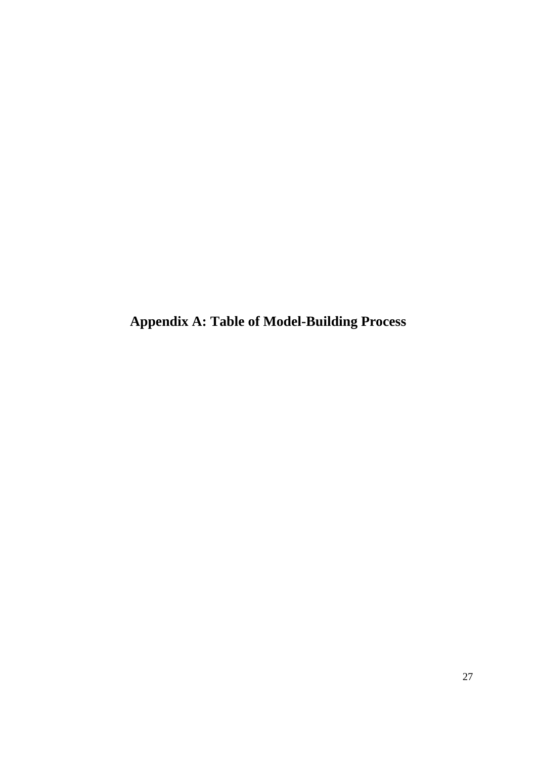# Appendix A: Table of Model-Building Process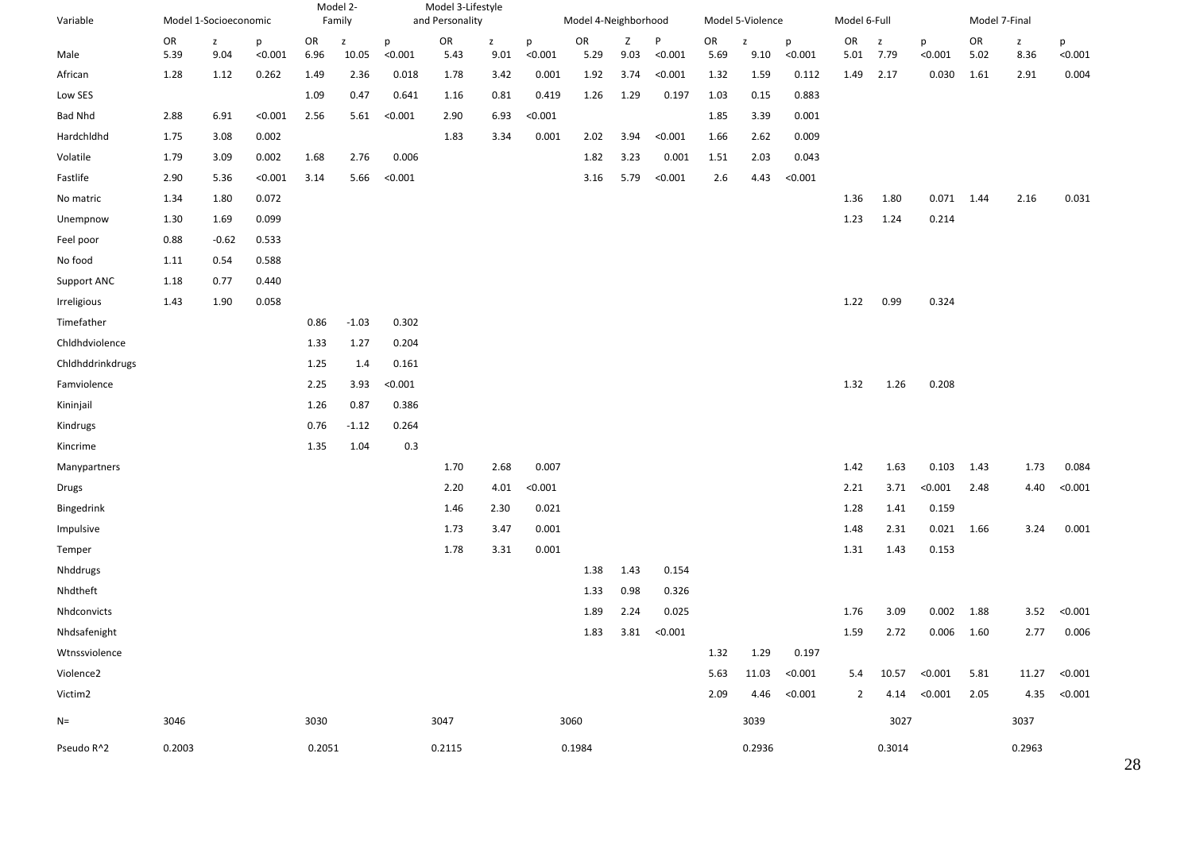| Variable | Model 1-Socioeconomic | | | Model 2-Family | | | Model 3-Lifestyle and Personality | | | Model 4-Neighborhood | | | Model 5-Violence | | | Model 6-Full | | | Model 7-Final | | |
|---|---|---|---|---|---|---|---|---|---|---|---|---|---|---|---|---|---|---|---|---|---|
| | OR | z | p | OR | z | p | OR | z | p | OR | Z | P | OR | z | p | OR | z | p | OR | z | p |
| Male | 5.39 | 9.04 | <0.001 | 6.96 | 10.05 | <0.001 | 5.43 | 9.01 | <0.001 | 5.29 | 9.03 | <0.001 | 5.69 | 9.10 | <0.001 | 5.01 | 7.79 | <0.001 | 5.02 | 8.36 | <0.001 |
| African | 1.28 | 1.12 | 0.262 | 1.49 | 2.36 | 0.018 | 1.78 | 3.42 | 0.001 | 1.92 | 3.74 | <0.001 | 1.32 | 1.59 | 0.112 | 1.49 | 2.17 | 0.030 | 1.61 | 2.91 | 0.004 |
| Low SES | | | | 1.09 | 0.47 | 0.641 | 1.16 | 0.81 | 0.419 | 1.26 | 1.29 | 0.197 | 1.03 | 0.15 | 0.883 | | | | | | |
| Bad Nhd | 2.88 | 6.91 | <0.001 | 2.56 | 5.61 | <0.001 | 2.90 | 6.93 | <0.001 | | | | 1.85 | 3.39 | 0.001 | | | | | | |
| Hardchldhd | 1.75 | 3.08 | 0.002 | | | | 1.83 | 3.34 | 0.001 | 2.02 | 3.94 | <0.001 | 1.66 | 2.62 | 0.009 | | | | | | |
| Volatile | 1.79 | 3.09 | 0.002 | 1.68 | 2.76 | 0.006 | | | | 1.82 | 3.23 | 0.001 | 1.51 | 2.03 | 0.043 | | | | | | |
| Fastlife | 2.90 | 5.36 | <0.001 | 3.14 | 5.66 | <0.001 | | | | 3.16 | 5.79 | <0.001 | 2.6 | 4.43 | <0.001 | | | | | | |
| No matric | 1.34 | 1.80 | 0.072 | | | | | | | | | | | | | 1.36 | 1.80 | 0.071 | 1.44 | 2.16 | 0.031 |
| Unempnow | 1.30 | 1.69 | 0.099 | | | | | | | | | | | | | 1.23 | 1.24 | 0.214 | | | |
| Feel poor | 0.88 | -0.62 | 0.533 | | | | | | | | | | | | | | | | | | |
| No food | 1.11 | 0.54 | 0.588 | | | | | | | | | | | | | | | | | | |
| Support ANC | 1.18 | 0.77 | 0.440 | | | | | | | | | | | | | | | | | | |
| Irreligious | 1.43 | 1.90 | 0.058 | | | | | | | | | | | | | 1.22 | 0.99 | 0.324 | | | |
| Timefather | | | | 0.86 | -1.03 | 0.302 | | | | | | | | | | | | | | | |
| Chldhdviolence | | | | 1.33 | 1.27 | 0.204 | | | | | | | | | | | | | | | |
| Chldhddrinkdrugs | | | | 1.25 | 1.4 | 0.161 | | | | | | | | | | | | | | | |
| Famviolence | | | | 2.25 | 3.93 | <0.001 | | | | | | | | | | 1.32 | 1.26 | 0.208 | | | |
| Kininjail | | | | 1.26 | 0.87 | 0.386 | | | | | | | | | | | | | | | |
| Kindrugs | | | | 0.76 | -1.12 | 0.264 | | | | | | | | | | | | | | | |
| Kincrime | | | | 1.35 | 1.04 | 0.3 | | | | | | | | | | | | | | | |
| Manypartners | | | | | | | 1.70 | 2.68 | 0.007 | | | | | | | 1.42 | 1.63 | 0.103 | 1.43 | 1.73 | 0.084 |
| Drugs | | | | | | | 2.20 | 4.01 | <0.001 | | | | | | | 2.21 | 3.71 | <0.001 | 2.48 | 4.40 | <0.001 |
| Bingedrink | | | | | | | 1.46 | 2.30 | 0.021 | | | | | | | 1.28 | 1.41 | 0.159 | | | |
| Impulsive | | | | | | | 1.73 | 3.47 | 0.001 | | | | | | | 1.48 | 2.31 | 0.021 | 1.66 | 3.24 | 0.001 |
| Temper | | | | | | | 1.78 | 3.31 | 0.001 | | | | | | | 1.31 | 1.43 | 0.153 | | | |
| Nhddrugs | | | | | | | | | | 1.38 | 1.43 | 0.154 | | | | | | | | | |
| Nhdtheft | | | | | | | | | | 1.33 | 0.98 | 0.326 | | | | | | | | | |
| Nhdconvicts | | | | | | | | | | 1.89 | 2.24 | 0.025 | | | | 1.76 | 3.09 | 0.002 | 1.88 | 3.52 | <0.001 |
| Nhdsafenight | | | | | | | | | | 1.83 | 3.81 | <0.001 | | | | 1.59 | 2.72 | 0.006 | 1.60 | 2.77 | 0.006 |
| Wtnssviolence | | | | | | | | | | | | | 1.32 | 1.29 | 0.197 | | | | | | |
| Violence2 | | | | | | | | | | | | | 5.63 | 11.03 | <0.001 | 5.4 | 10.57 | <0.001 | 5.81 | 11.27 | <0.001 |
| Victim2 | | | | | | | | | | | | | 2.09 | 4.46 | <0.001 | 2 | 4.14 | <0.001 | 2.05 | 4.35 | <0.001 |
| N= | 3046 | | | 3030 | | | 3047 | | | 3060 | | | 3039 | | | 3027 | | | 3037 | | |
| Pseudo R^2 | 0.2003 | | | 0.2051 | | | 0.2115 | | | 0.1984 | | | 0.2936 | | | 0.3014 | | | 0.2963 | | |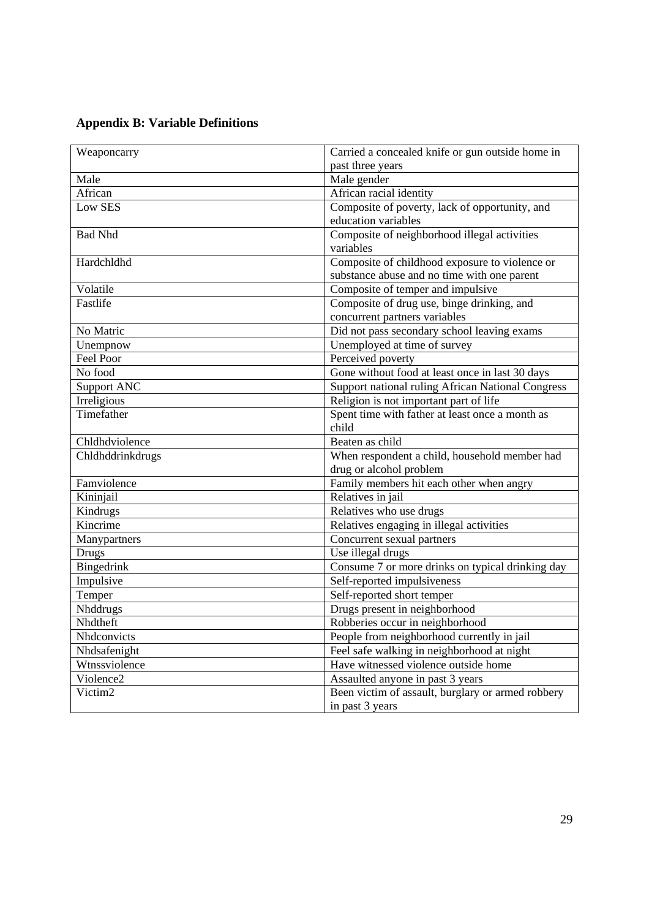## Appendix B: Variable Definitions

| | |
|---|---|
| Weaponcarry | Carried a concealed knife or gun outside home in past three years |
| Male | Male gender |
| African | African racial identity |
| Low SES | Composite of poverty, lack of opportunity, and education variables |
| Bad Nhd | Composite of neighborhood illegal activities variables |
| Hardchldhd | Composite of childhood exposure to violence or substance abuse and no time with one parent |
| Volatile | Composite of temper and impulsive |
| Fastlife | Composite of drug use, binge drinking, and concurrent partners variables |
| No Matric | Did not pass secondary school leaving exams |
| Unempnow | Unemployed at time of survey |
| Feel Poor | Perceived poverty |
| No food | Gone without food at least once in last 30 days |
| Support ANC | Support national ruling African National Congress |
| Irreligious | Religion is not important part of life |
| Timefather | Spent time with father at least once a month as child |
| Chldhdviolence | Beaten as child |
| Chldhddrinkdrugs | When respondent a child, household member had drug or alcohol problem |
| Famviolence | Family members hit each other when angry |
| Kininjail | Relatives in jail |
| Kindrugs | Relatives who use drugs |
| Kincrime | Relatives engaging in illegal activities |
| Manypartners | Concurrent sexual partners |
| Drugs | Use illegal drugs |
| Bingedrink | Consume 7 or more drinks on typical drinking day |
| Impulsive | Self-reported impulsiveness |
| Temper | Self-reported short temper |
| Nhddrugs | Drugs present in neighborhood |
| Nhdtheft | Robberies occur in neighborhood |
| Nhdconvicts | People from neighborhood currently in jail |
| Nhdsafenight | Feel safe walking in neighborhood at night |
| Wtnssviolence | Have witnessed violence outside home |
| Violence2 | Assaulted anyone in past 3 years |
| Victim2 | Been victim of assault, burglary or armed robbery in past 3 years |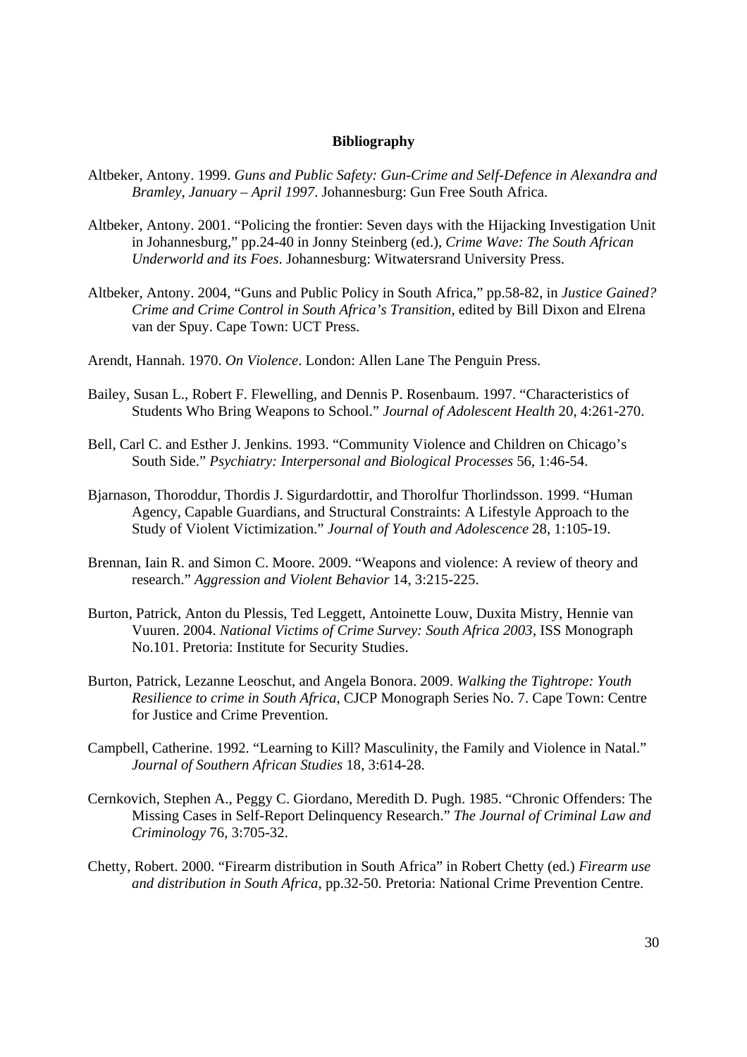**Bibliography**

Altbeker, Antony. 1999. *Guns and Public Safety: Gun-Crime and Self-Defence in Alexandra and Bramley, January – April 1997*. Johannesburg: Gun Free South Africa.

Altbeker, Antony. 2001. "Policing the frontier: Seven days with the Hijacking Investigation Unit in Johannesburg," pp.24-40 in Jonny Steinberg (ed.), *Crime Wave: The South African Underworld and its Foes*. Johannesburg: Witwatersrand University Press.

Altbeker, Antony. 2004, "Guns and Public Policy in South Africa," pp.58-82, in *Justice Gained? Crime and Crime Control in South Africa's Transition*, edited by Bill Dixon and Elrena van der Spuy. Cape Town: UCT Press.

Arendt, Hannah. 1970. *On Violence*. London: Allen Lane The Penguin Press.

Bailey, Susan L., Robert F. Flewelling, and Dennis P. Rosenbaum. 1997. "Characteristics of Students Who Bring Weapons to School." *Journal of Adolescent Health* 20, 4:261-270.

Bell, Carl C. and Esther J. Jenkins. 1993. "Community Violence and Children on Chicago's South Side." *Psychiatry: Interpersonal and Biological Processes* 56, 1:46-54.

Bjarnason, Thoroddur, Thordis J. Sigurdardottir, and Thorolfur Thorlindsson. 1999. "Human Agency, Capable Guardians, and Structural Constraints: A Lifestyle Approach to the Study of Violent Victimization." *Journal of Youth and Adolescence* 28, 1:105-19.

Brennan, Iain R. and Simon C. Moore. 2009. "Weapons and violence: A review of theory and research." *Aggression and Violent Behavior* 14, 3:215-225.

Burton, Patrick, Anton du Plessis, Ted Leggett, Antoinette Louw, Duxita Mistry, Hennie van Vuuren. 2004. *National Victims of Crime Survey: South Africa 2003*, ISS Monograph No.101. Pretoria: Institute for Security Studies.

Burton, Patrick, Lezanne Leoschut, and Angela Bonora. 2009. *Walking the Tightrope: Youth Resilience to crime in South Africa*, CJCP Monograph Series No. 7. Cape Town: Centre for Justice and Crime Prevention.

Campbell, Catherine. 1992. "Learning to Kill? Masculinity, the Family and Violence in Natal." *Journal of Southern African Studies* 18, 3:614-28.

Cernkovich, Stephen A., Peggy C. Giordano, Meredith D. Pugh. 1985. "Chronic Offenders: The Missing Cases in Self-Report Delinquency Research." *The Journal of Criminal Law and Criminology* 76, 3:705-32.

Chetty, Robert. 2000. "Firearm distribution in South Africa" in Robert Chetty (ed.) *Firearm use and distribution in South Africa*, pp.32-50. Pretoria: National Crime Prevention Centre.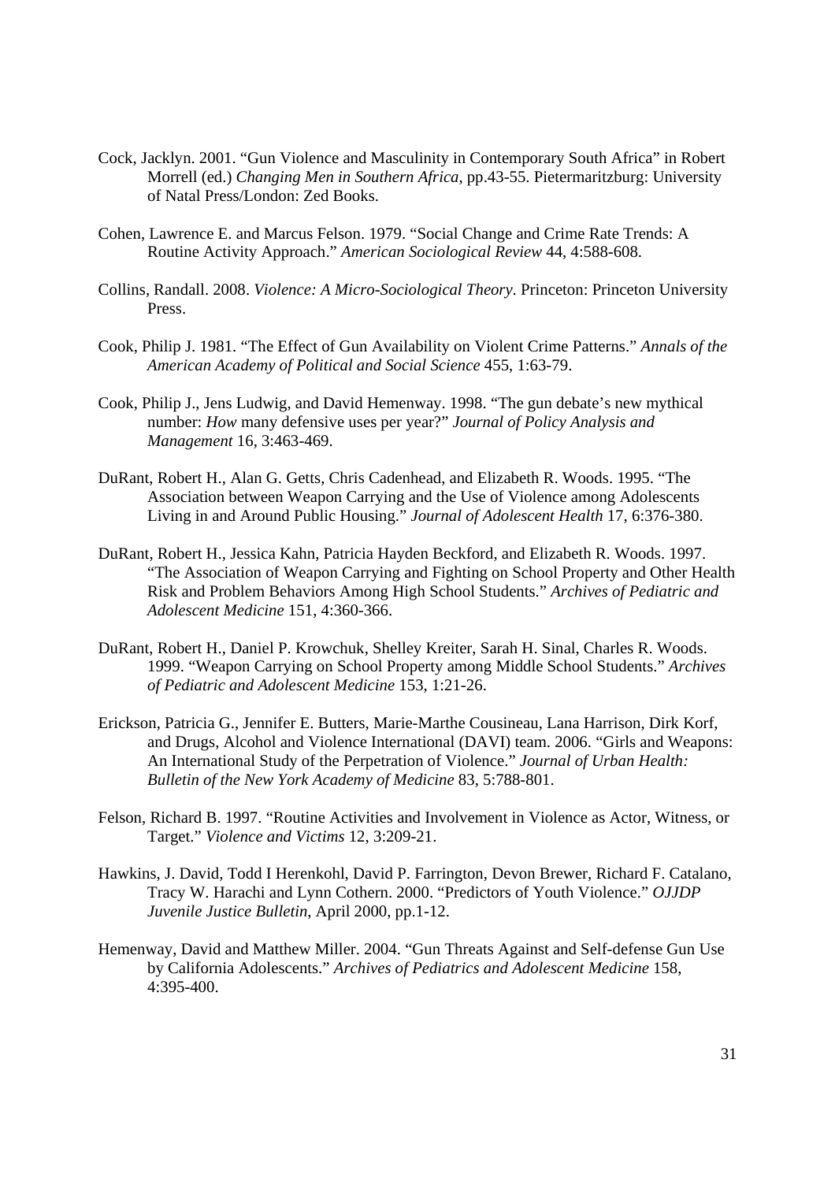Cock, Jacklyn. 2001. "Gun Violence and Masculinity in Contemporary South Africa" in Robert Morrell (ed.) *Changing Men in Southern Africa*, pp.43-55. Pietermaritzburg: University of Natal Press/London: Zed Books.

Cohen, Lawrence E. and Marcus Felson. 1979. "Social Change and Crime Rate Trends: A Routine Activity Approach." *American Sociological Review* 44, 4:588-608.

Collins, Randall. 2008. *Violence: A Micro-Sociological Theory*. Princeton: Princeton University Press.

Cook, Philip J. 1981. "The Effect of Gun Availability on Violent Crime Patterns." *Annals of the American Academy of Political and Social Science* 455, 1:63-79.

Cook, Philip J., Jens Ludwig, and David Hemenway. 1998. "The gun debate's new mythical number: *How* many defensive uses per year?" *Journal of Policy Analysis and Management* 16, 3:463-469.

DuRant, Robert H., Alan G. Getts, Chris Cadenhead, and Elizabeth R. Woods. 1995. "The Association between Weapon Carrying and the Use of Violence among Adolescents Living in and Around Public Housing." *Journal of Adolescent Health* 17, 6:376-380.

DuRant, Robert H., Jessica Kahn, Patricia Hayden Beckford, and Elizabeth R. Woods. 1997. "The Association of Weapon Carrying and Fighting on School Property and Other Health Risk and Problem Behaviors Among High School Students." *Archives of Pediatric and Adolescent Medicine* 151, 4:360-366.

DuRant, Robert H., Daniel P. Krowchuk, Shelley Kreiter, Sarah H. Sinal, Charles R. Woods. 1999. "Weapon Carrying on School Property among Middle School Students." *Archives of Pediatric and Adolescent Medicine* 153, 1:21-26.

Erickson, Patricia G., Jennifer E. Butters, Marie-Marthe Cousineau, Lana Harrison, Dirk Korf, and Drugs, Alcohol and Violence International (DAVI) team. 2006. "Girls and Weapons: An International Study of the Perpetration of Violence." *Journal of Urban Health: Bulletin of the New York Academy of Medicine* 83, 5:788-801.

Felson, Richard B. 1997. "Routine Activities and Involvement in Violence as Actor, Witness, or Target." *Violence and Victims* 12, 3:209-21.

Hawkins, J. David, Todd I Herenkohl, David P. Farrington, Devon Brewer, Richard F. Catalano, Tracy W. Harachi and Lynn Cothern. 2000. "Predictors of Youth Violence." *OJJDP Juvenile Justice Bulletin*, April 2000, pp.1-12.

Hemenway, David and Matthew Miller. 2004. "Gun Threats Against and Self-defense Gun Use by California Adolescents." *Archives of Pediatrics and Adolescent Medicine* 158, 4:395-400.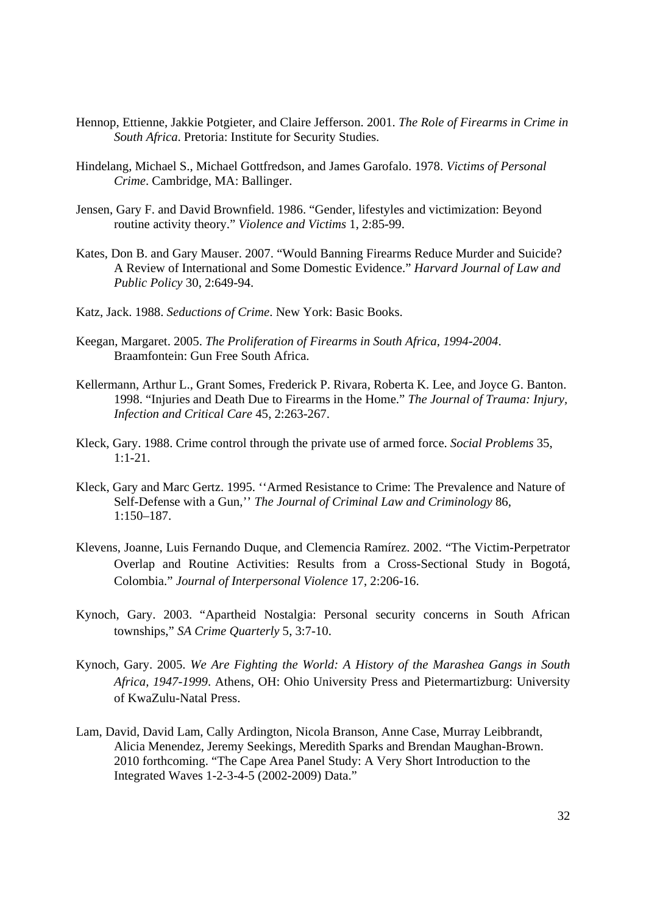Hennop, Ettienne, Jakkie Potgieter, and Claire Jefferson. 2001. *The Role of Firearms in Crime in South Africa*. Pretoria: Institute for Security Studies.

Hindelang, Michael S., Michael Gottfredson, and James Garofalo. 1978. *Victims of Personal Crime*. Cambridge, MA: Ballinger.

Jensen, Gary F. and David Brownfield. 1986. "Gender, lifestyles and victimization: Beyond routine activity theory." *Violence and Victims* 1, 2:85-99.

Kates, Don B. and Gary Mauser. 2007. "Would Banning Firearms Reduce Murder and Suicide? A Review of International and Some Domestic Evidence." *Harvard Journal of Law and Public Policy* 30, 2:649-94.

Katz, Jack. 1988. *Seductions of Crime*. New York: Basic Books.

Keegan, Margaret. 2005. *The Proliferation of Firearms in South Africa, 1994-2004*. Braamfontein: Gun Free South Africa.

Kellermann, Arthur L., Grant Somes, Frederick P. Rivara, Roberta K. Lee, and Joyce G. Banton. 1998. "Injuries and Death Due to Firearms in the Home." *The Journal of Trauma: Injury, Infection and Critical Care* 45, 2:263-267.

Kleck, Gary. 1988. Crime control through the private use of armed force. *Social Problems* 35, 1:1-21.

Kleck, Gary and Marc Gertz. 1995. ''Armed Resistance to Crime: The Prevalence and Nature of Self-Defense with a Gun,'' *The Journal of Criminal Law and Criminology* 86, 1:150–187.

Klevens, Joanne, Luis Fernando Duque, and Clemencia Ramírez. 2002. "The Victim-Perpetrator Overlap and Routine Activities: Results from a Cross-Sectional Study in Bogotá, Colombia." *Journal of Interpersonal Violence* 17, 2:206-16.

Kynoch, Gary. 2003. "Apartheid Nostalgia: Personal security concerns in South African townships," *SA Crime Quarterly* 5, 3:7-10.

Kynoch, Gary. 2005. *We Are Fighting the World: A History of the Marashea Gangs in South Africa, 1947-1999*. Athens, OH: Ohio University Press and Pietermartizburg: University of KwaZulu-Natal Press.

Lam, David, David Lam, Cally Ardington, Nicola Branson, Anne Case, Murray Leibbrandt, Alicia Menendez, Jeremy Seekings, Meredith Sparks and Brendan Maughan-Brown. 2010 forthcoming. "The Cape Area Panel Study: A Very Short Introduction to the Integrated Waves 1-2-3-4-5 (2002-2009) Data."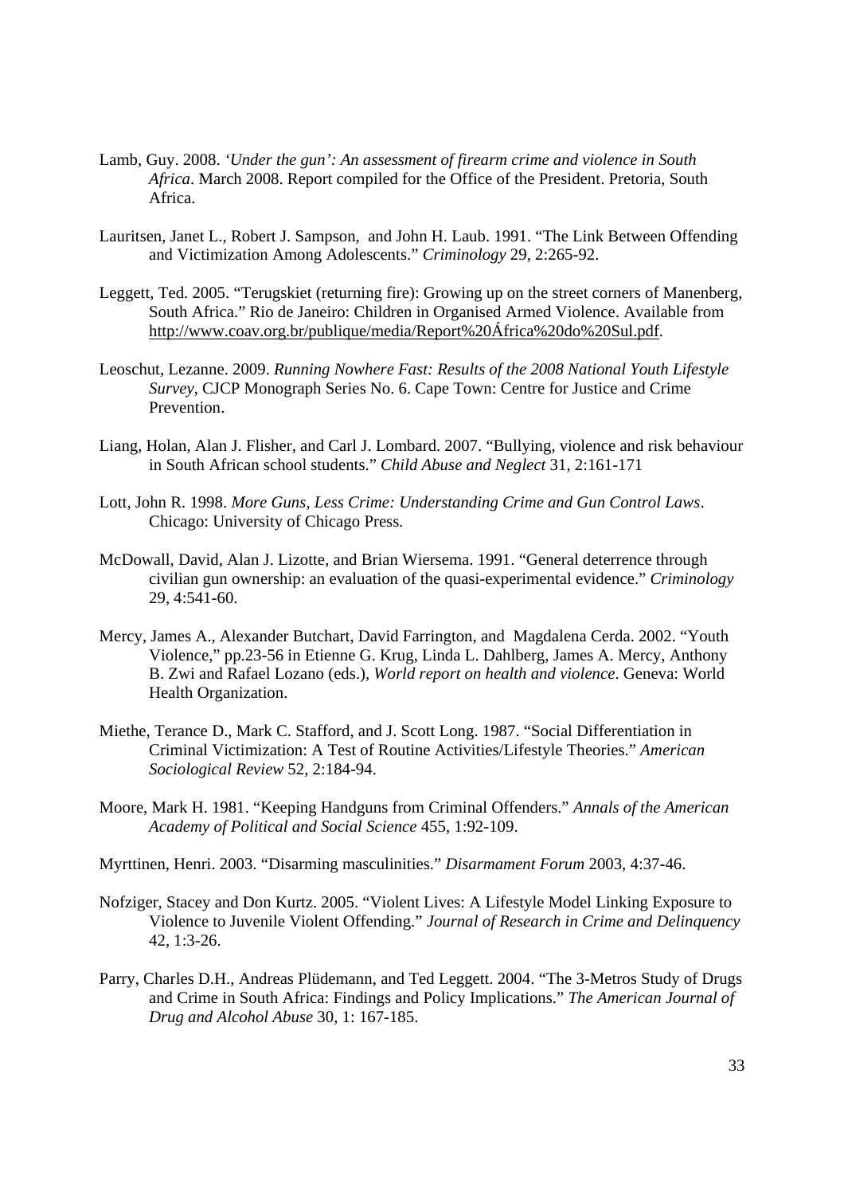Lamb, Guy. 2008. *'Under the gun': An assessment of firearm crime and violence in South Africa*. March 2008. Report compiled for the Office of the President. Pretoria, South Africa.

Lauritsen, Janet L., Robert J. Sampson, and John H. Laub. 1991. "The Link Between Offending and Victimization Among Adolescents." *Criminology* 29, 2:265-92.

Leggett, Ted. 2005. "Terugskiet (returning fire): Growing up on the street corners of Manenberg, South Africa." Rio de Janeiro: Children in Organised Armed Violence. Available from http://www.coav.org.br/publique/media/Report%20África%20do%20Sul.pdf.

Leoschut, Lezanne. 2009. *Running Nowhere Fast: Results of the 2008 National Youth Lifestyle Survey*, CJCP Monograph Series No. 6. Cape Town: Centre for Justice and Crime Prevention.

Liang, Holan, Alan J. Flisher, and Carl J. Lombard. 2007. "Bullying, violence and risk behaviour in South African school students." *Child Abuse and Neglect* 31, 2:161-171

Lott, John R. 1998. *More Guns, Less Crime: Understanding Crime and Gun Control Laws*. Chicago: University of Chicago Press.

McDowall, David, Alan J. Lizotte, and Brian Wiersema. 1991. "General deterrence through civilian gun ownership: an evaluation of the quasi-experimental evidence." *Criminology* 29, 4:541-60.

Mercy, James A., Alexander Butchart, David Farrington, and Magdalena Cerda. 2002. "Youth Violence," pp.23-56 in Etienne G. Krug, Linda L. Dahlberg, James A. Mercy, Anthony B. Zwi and Rafael Lozano (eds.), *World report on health and violence*. Geneva: World Health Organization.

Miethe, Terance D., Mark C. Stafford, and J. Scott Long. 1987. "Social Differentiation in Criminal Victimization: A Test of Routine Activities/Lifestyle Theories." *American Sociological Review* 52, 2:184-94.

Moore, Mark H. 1981. "Keeping Handguns from Criminal Offenders." *Annals of the American Academy of Political and Social Science* 455, 1:92-109.

Myrttinen, Henri. 2003. "Disarming masculinities." *Disarmament Forum* 2003, 4:37-46.

Nofziger, Stacey and Don Kurtz. 2005. "Violent Lives: A Lifestyle Model Linking Exposure to Violence to Juvenile Violent Offending." *Journal of Research in Crime and Delinquency* 42, 1:3-26.

Parry, Charles D.H., Andreas Plüdemann, and Ted Leggett. 2004. "The 3-Metros Study of Drugs and Crime in South Africa: Findings and Policy Implications." *The American Journal of Drug and Alcohol Abuse* 30, 1: 167-185.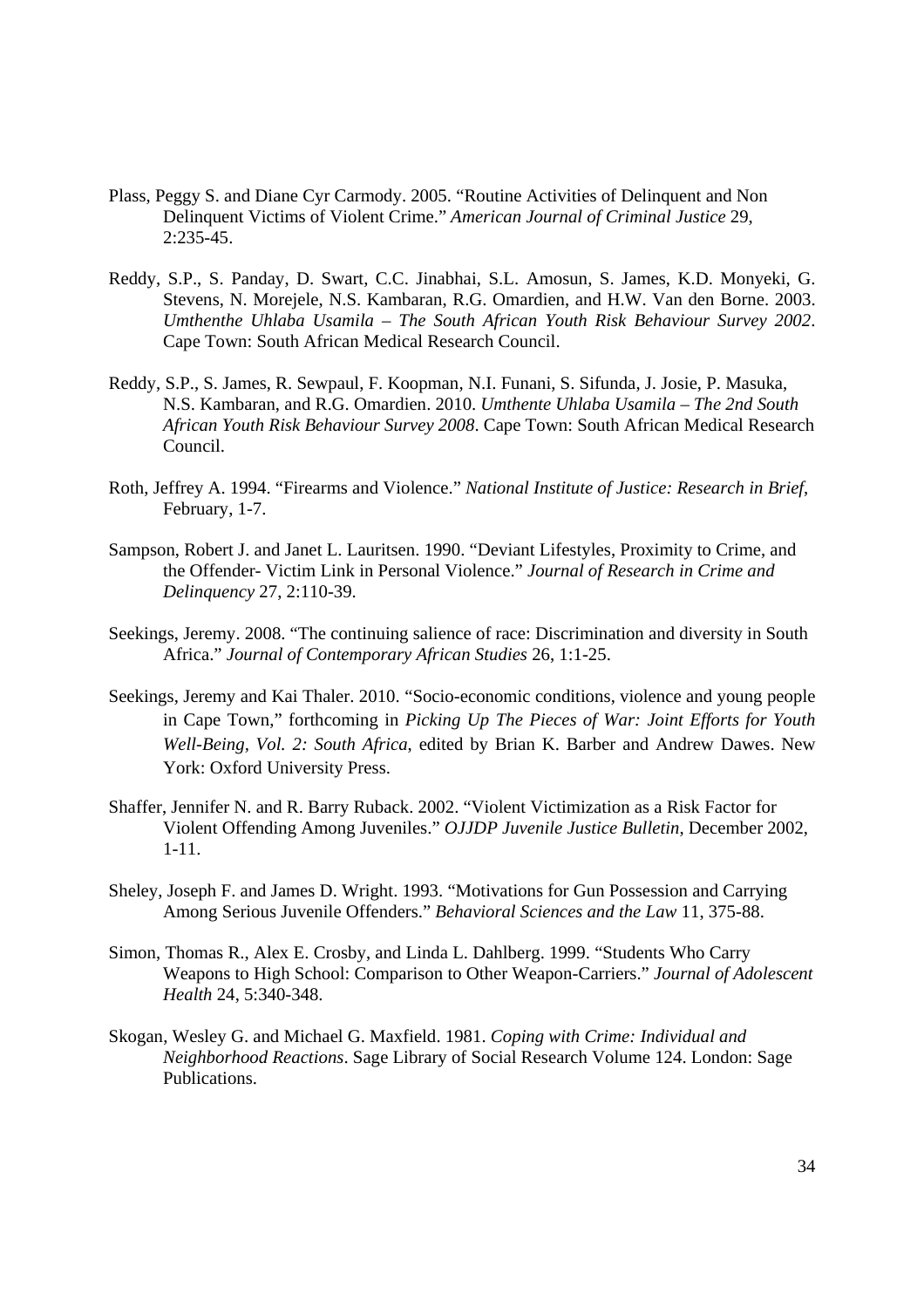Plass, Peggy S. and Diane Cyr Carmody. 2005. "Routine Activities of Delinquent and Non Delinquent Victims of Violent Crime." *American Journal of Criminal Justice* 29, 2:235-45.

Reddy, S.P., S. Panday, D. Swart, C.C. Jinabhai, S.L. Amosun, S. James, K.D. Monyeki, G. Stevens, N. Morejele, N.S. Kambaran, R.G. Omardien, and H.W. Van den Borne. 2003. *Umthenthe Uhlaba Usamila – The South African Youth Risk Behaviour Survey 2002*. Cape Town: South African Medical Research Council.

Reddy, S.P., S. James, R. Sewpaul, F. Koopman, N.I. Funani, S. Sifunda, J. Josie, P. Masuka, N.S. Kambaran, and R.G. Omardien. 2010. *Umthente Uhlaba Usamila – The 2nd South African Youth Risk Behaviour Survey 2008*. Cape Town: South African Medical Research Council.

Roth, Jeffrey A. 1994. "Firearms and Violence." *National Institute of Justice: Research in Brief*, February, 1-7.

Sampson, Robert J. and Janet L. Lauritsen. 1990. "Deviant Lifestyles, Proximity to Crime, and the Offender- Victim Link in Personal Violence." *Journal of Research in Crime and Delinquency* 27, 2:110-39.

Seekings, Jeremy. 2008. "The continuing salience of race: Discrimination and diversity in South Africa." *Journal of Contemporary African Studies* 26, 1:1-25.

Seekings, Jeremy and Kai Thaler. 2010. "Socio-economic conditions, violence and young people in Cape Town," forthcoming in *Picking Up The Pieces of War: Joint Efforts for Youth Well-Being, Vol. 2: South Africa*, edited by Brian K. Barber and Andrew Dawes. New York: Oxford University Press.

Shaffer, Jennifer N. and R. Barry Ruback. 2002. "Violent Victimization as a Risk Factor for Violent Offending Among Juveniles." *OJJDP Juvenile Justice Bulletin*, December 2002, 1-11.

Sheley, Joseph F. and James D. Wright. 1993. "Motivations for Gun Possession and Carrying Among Serious Juvenile Offenders." *Behavioral Sciences and the Law* 11, 375-88.

Simon, Thomas R., Alex E. Crosby, and Linda L. Dahlberg. 1999. "Students Who Carry Weapons to High School: Comparison to Other Weapon-Carriers." *Journal of Adolescent Health* 24, 5:340-348.

Skogan, Wesley G. and Michael G. Maxfield. 1981. *Coping with Crime: Individual and Neighborhood Reactions*. Sage Library of Social Research Volume 124. London: Sage Publications.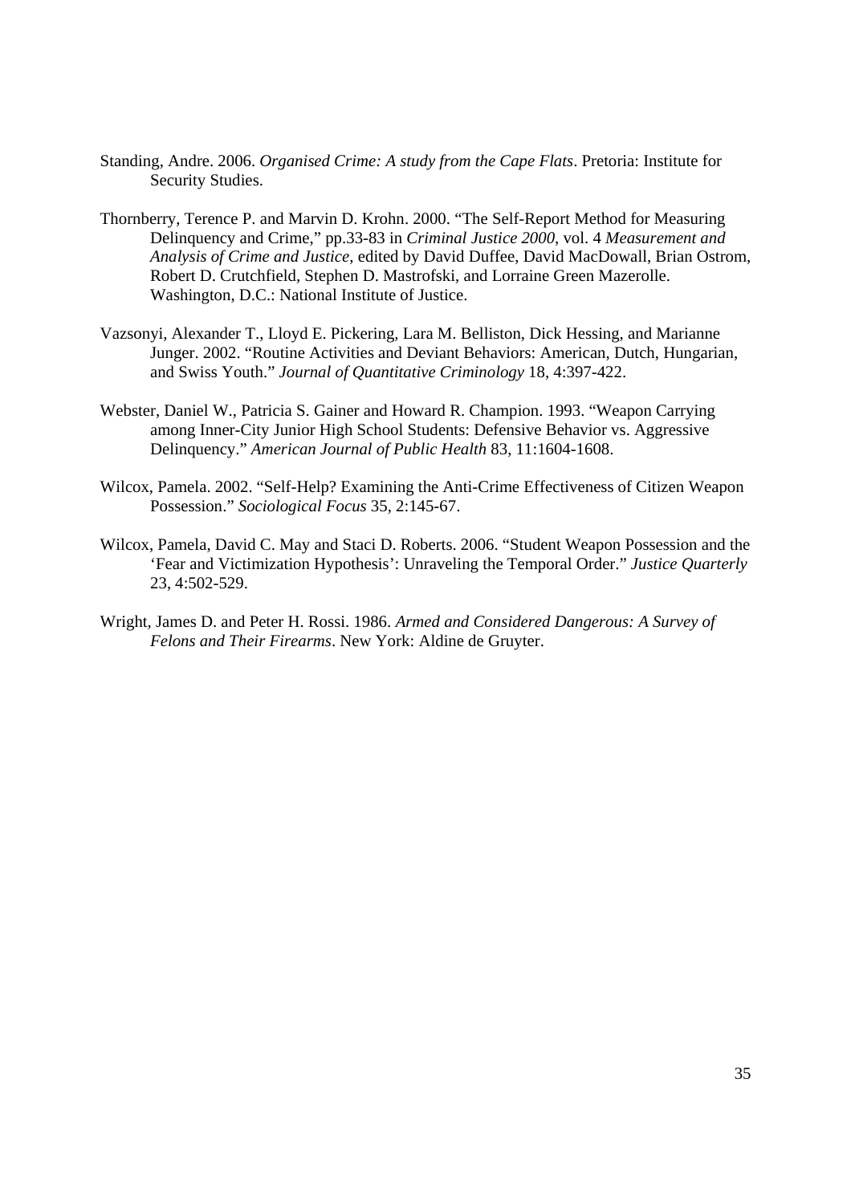Standing, Andre. 2006. *Organised Crime: A study from the Cape Flats*. Pretoria: Institute for Security Studies.

Thornberry, Terence P. and Marvin D. Krohn. 2000. "The Self-Report Method for Measuring Delinquency and Crime," pp.33-83 in *Criminal Justice 2000*, vol. 4 *Measurement and Analysis of Crime and Justice*, edited by David Duffee, David MacDowall, Brian Ostrom, Robert D. Crutchfield, Stephen D. Mastrofski, and Lorraine Green Mazerolle. Washington, D.C.: National Institute of Justice.

Vazsonyi, Alexander T., Lloyd E. Pickering, Lara M. Belliston, Dick Hessing, and Marianne Junger. 2002. "Routine Activities and Deviant Behaviors: American, Dutch, Hungarian, and Swiss Youth." *Journal of Quantitative Criminology* 18, 4:397-422.

Webster, Daniel W., Patricia S. Gainer and Howard R. Champion. 1993. "Weapon Carrying among Inner-City Junior High School Students: Defensive Behavior vs. Aggressive Delinquency." *American Journal of Public Health* 83, 11:1604-1608.

Wilcox, Pamela. 2002. "Self-Help? Examining the Anti-Crime Effectiveness of Citizen Weapon Possession." *Sociological Focus* 35, 2:145-67.

Wilcox, Pamela, David C. May and Staci D. Roberts. 2006. "Student Weapon Possession and the 'Fear and Victimization Hypothesis': Unraveling the Temporal Order." *Justice Quarterly* 23, 4:502-529.

Wright, James D. and Peter H. Rossi. 1986. *Armed and Considered Dangerous: A Survey of Felons and Their Firearms*. New York: Aldine de Gruyter.